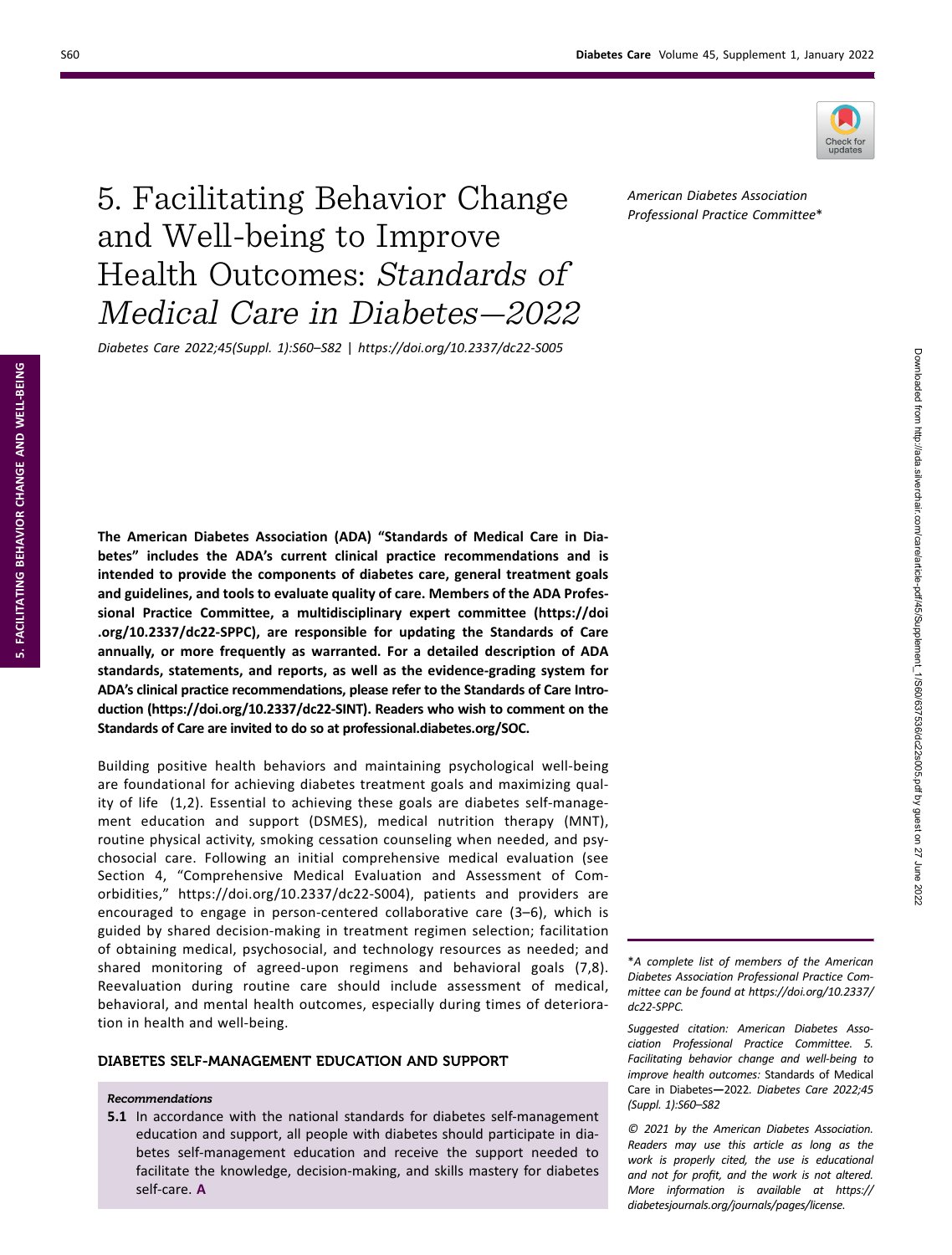# 5. Facilitating Behavior Change and Well-being to Improve Health Outcomes: *Standards of Medical Care in Diabetes—2022*

*Diabetes Care 2022;45(Suppl. 1):S60–S82 | https://doi.org/10.2337/dc22-S005*

*American Diabetes Association Professional Practice Committee**

**The American Diabetes Association (ADA) "Standards of Medical Care in Diabetes" includes the ADA's current clinical practice recommendations and is intended to provide the components of diabetes care, general treatment goals and guidelines, and tools to evaluate quality of care. Members of the ADA Professional Practice Committee, a multidisciplinary expert committee (https://doi.org/10.2337/dc22-SPPC), are responsible for updating the Standards of Care annually, or more frequently as warranted. For a detailed description of ADA standards, statements, and reports, as well as the evidence-grading system for ADA's clinical practice recommendations, please refer to the Standards of Care Introduction (https://doi.org/10.2337/dc22-SINT). Readers who wish to comment on the Standards of Care are invited to do so at professional.diabetes.org/SOC.**

Building positive health behaviors and maintaining psychological well-being are foundational for achieving diabetes treatment goals and maximizing quality of life (1,2). Essential to achieving these goals are diabetes self-management education and support (DSMES), medical nutrition therapy (MNT), routine physical activity, smoking cessation counseling when needed, and psychosocial care. Following an initial comprehensive medical evaluation (see Section 4, "Comprehensive Medical Evaluation and Assessment of Comorbidities," https://doi.org/10.2337/dc22-S004), patients and providers are encouraged to engage in person-centered collaborative care (3–6), which is guided by shared decision-making in treatment regimen selection; facilitation of obtaining medical, psychosocial, and technology resources as needed; and shared monitoring of agreed-upon regimens and behavioral goals (7,8). Reevaluation during routine care should include assessment of medical, behavioral, and mental health outcomes, especially during times of deterioration in health and well-being.

## DIABETES SELF-MANAGEMENT EDUCATION AND SUPPORT

***Recommendations***

**5.1** In accordance with the national standards for diabetes self-management education and support, all people with diabetes should participate in diabetes self-management education and receive the support needed to facilitate the knowledge, decision-making, and skills mastery for diabetes self-care. **A**

*A complete list of members of the American Diabetes Association Professional Practice Committee can be found at https://doi.org/10.2337/dc22-SPPC.*

*Suggested citation: American Diabetes Association Professional Practice Committee. 5. Facilitating behavior change and well-being to improve health outcomes:* Standards of Medical Care in Diabetes—2022. *Diabetes Care 2022;45 (Suppl. 1):S60–S82*

*© 2021 by the American Diabetes Association. Readers may use this article as long as the work is properly cited, the use is educational and not for profit, and the work is not altered. More information is available at https://diabetesjournals.org/journals/pages/license.*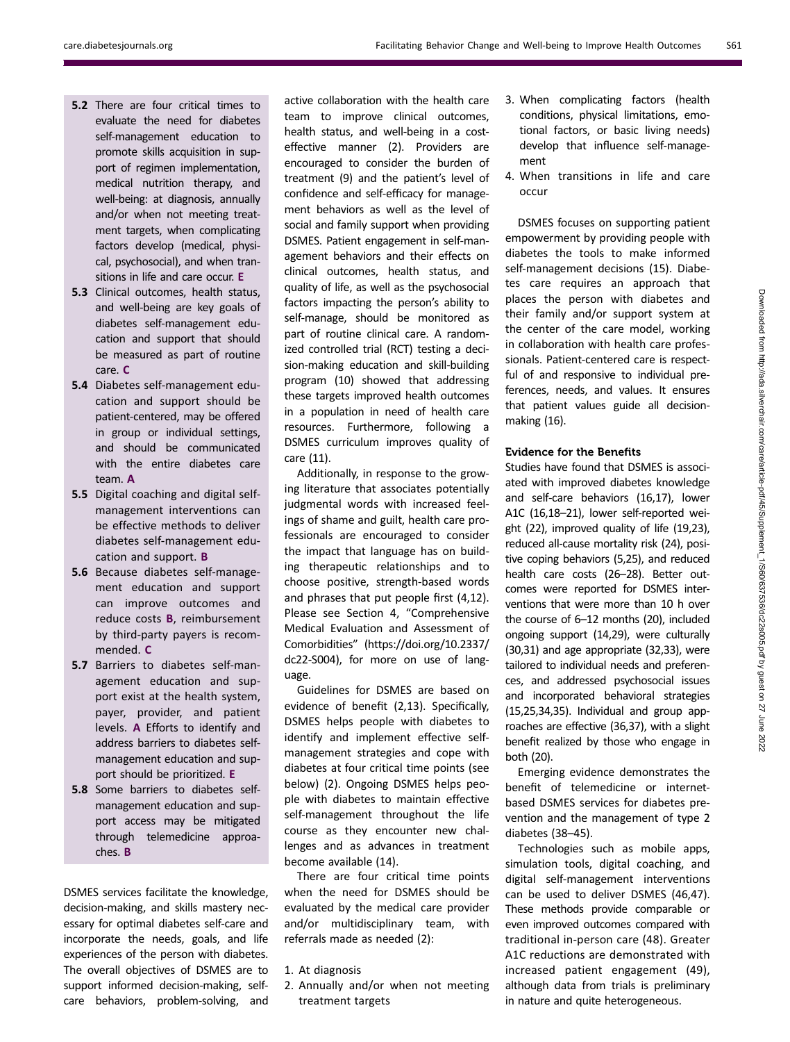**5.2** There are four critical times to evaluate the need for diabetes self-management education to promote skills acquisition in support of regimen implementation, medical nutrition therapy, and well-being: at diagnosis, annually and/or when not meeting treatment targets, when complicating factors develop (medical, physical, psychosocial), and when transitions in life and care occur. **E**

**5.3** Clinical outcomes, health status, and well-being are key goals of diabetes self-management education and support that should be measured as part of routine care. **C**

**5.4** Diabetes self-management education and support should be patient-centered, may be offered in group or individual settings, and should be communicated with the entire diabetes care team. **A**

**5.5** Digital coaching and digital self-management interventions can be effective methods to deliver diabetes self-management education and support. **B**

**5.6** Because diabetes self-management education and support can improve outcomes and reduce costs **B**, reimbursement by third-party payers is recommended. **C**

**5.7** Barriers to diabetes self-management education and support exist at the health system, payer, provider, and patient levels. **A** Efforts to identify and address barriers to diabetes self-management education and support should be prioritized. **E**

**5.8** Some barriers to diabetes self-management education and support access may be mitigated through telemedicine approaches. **B**

DSMES services facilitate the knowledge, decision-making, and skills mastery necessary for optimal diabetes self-care and incorporate the needs, goals, and life experiences of the person with diabetes. The overall objectives of DSMES are to support informed decision-making, self-care behaviors, problem-solving, and active collaboration with the health care team to improve clinical outcomes, health status, and well-being in a cost-effective manner (2). Providers are encouraged to consider the burden of treatment (9) and the patient's level of confidence and self-efficacy for management behaviors as well as the level of social and family support when providing DSMES. Patient engagement in self-management behaviors and their effects on clinical outcomes, health status, and quality of life, as well as the psychosocial factors impacting the person's ability to self-manage, should be monitored as part of routine clinical care. A randomized controlled trial (RCT) testing a decision-making education and skill-building program (10) showed that addressing these targets improved health outcomes in a population in need of health care resources. Furthermore, following a DSMES curriculum improves quality of care (11).

Additionally, in response to the growing literature that associates potentially judgmental words with increased feelings of shame and guilt, health care professionals are encouraged to consider the impact that language has on building therapeutic relationships and to choose positive, strength-based words and phrases that put people first (4,12). Please see Section 4, "Comprehensive Medical Evaluation and Assessment of Comorbidities" (https://doi.org/10.2337/dc22-S004), for more on use of language.

Guidelines for DSMES are based on evidence of benefit (2,13). Specifically, DSMES helps people with diabetes to identify and implement effective self-management strategies and cope with diabetes at four critical time points (see below) (2). Ongoing DSMES helps people with diabetes to maintain effective self-management throughout the life course as they encounter new challenges and as advances in treatment become available (14).

There are four critical time points when the need for DSMES should be evaluated by the medical care provider and/or multidisciplinary team, with referrals made as needed (2):

1. At diagnosis
2. Annually and/or when not meeting treatment targets
3. When complicating factors (health conditions, physical limitations, emotional factors, or basic living needs) develop that influence self-management
4. When transitions in life and care occur

DSMES focuses on supporting patient empowerment by providing people with diabetes the tools to make informed self-management decisions (15). Diabetes care requires an approach that places the person with diabetes and their family and/or support system at the center of the care model, working in collaboration with health care professionals. Patient-centered care is respectful of and responsive to individual preferences, needs, and values. It ensures that patient values guide all decision-making (16).

### Evidence for the Benefits

Studies have found that DSMES is associated with improved diabetes knowledge and self-care behaviors (16,17), lower A1C (16,18–21), lower self-reported weight (22), improved quality of life (19,23), reduced all-cause mortality risk (24), positive coping behaviors (5,25), and reduced health care costs (26–28). Better outcomes were reported for DSMES interventions that were more than 10 h over the course of 6–12 months (20), included ongoing support (14,29), were culturally (30,31) and age appropriate (32,33), were tailored to individual needs and preferences, and addressed psychosocial issues and incorporated behavioral strategies (15,25,34,35). Individual and group approaches are effective (36,37), with a slight benefit realized by those who engage in both (20).

Emerging evidence demonstrates the benefit of telemedicine or internet-based DSMES services for diabetes prevention and the management of type 2 diabetes (38–45).

Technologies such as mobile apps, simulation tools, digital coaching, and digital self-management interventions can be used to deliver DSMES (46,47). These methods provide comparable or even improved outcomes compared with traditional in-person care (48). Greater A1C reductions are demonstrated with increased patient engagement (49), although data from trials is preliminary in nature and quite heterogeneous.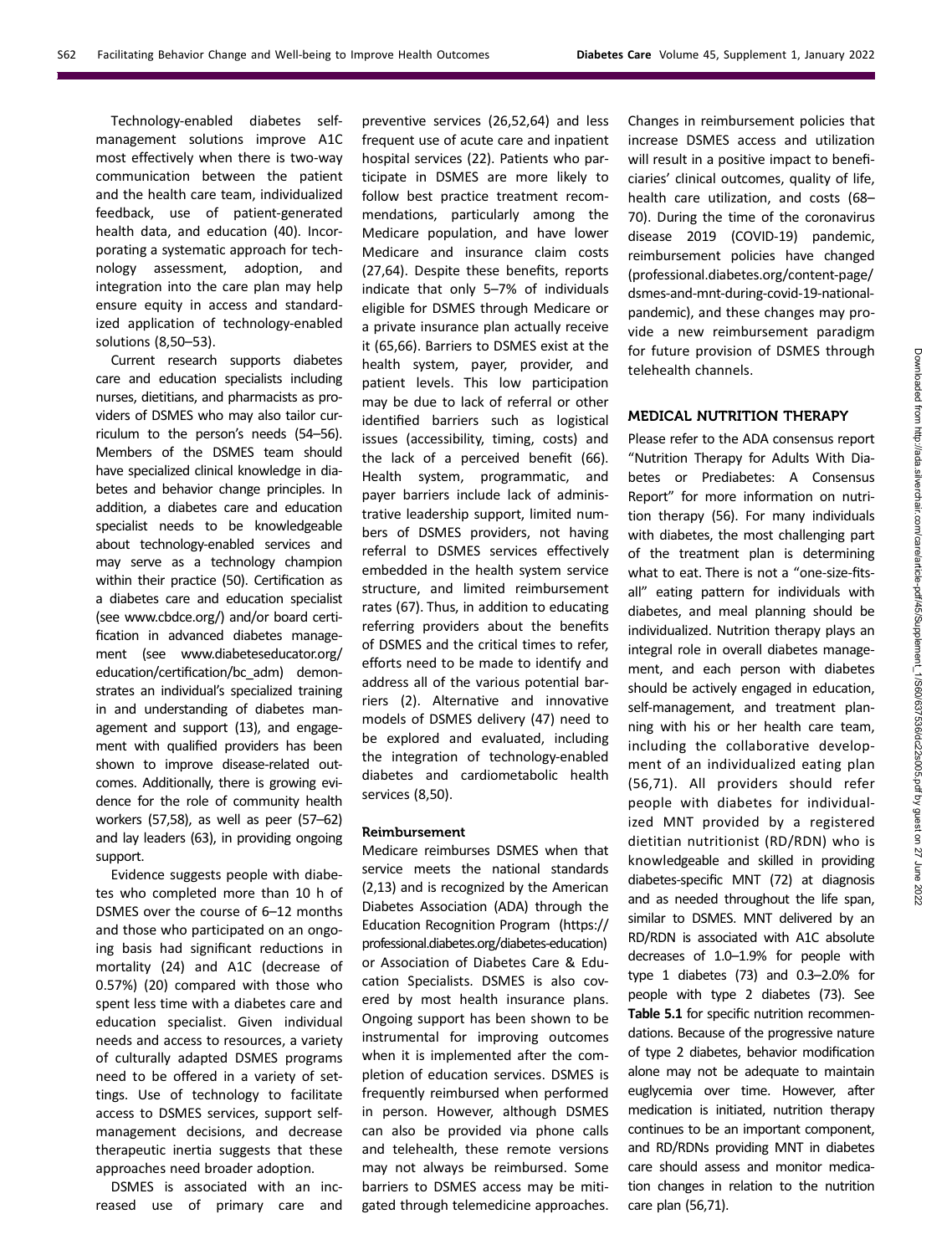Technology-enabled diabetes self-management solutions improve A1C most effectively when there is two-way communication between the patient and the health care team, individualized feedback, use of patient-generated health data, and education (40). Incorporating a systematic approach for technology assessment, adoption, and integration into the care plan may help ensure equity in access and standardized application of technology-enabled solutions (8,50–53).

Current research supports diabetes care and education specialists including nurses, dietitians, and pharmacists as providers of DSMES who may also tailor curriculum to the person's needs (54–56). Members of the DSMES team should have specialized clinical knowledge in diabetes and behavior change principles. In addition, a diabetes care and education specialist needs to be knowledgeable about technology-enabled services and may serve as a technology champion within their practice (50). Certification as a diabetes care and education specialist (see www.cbdce.org/) and/or board certification in advanced diabetes management (see www.diabeteseducator.org/education/certification/bc_adm) demonstrates an individual's specialized training in and understanding of diabetes management and support (13), and engagement with qualified providers has been shown to improve disease-related outcomes. Additionally, there is growing evidence for the role of community health workers (57,58), as well as peer (57–62) and lay leaders (63), in providing ongoing support.

Evidence suggests people with diabetes who completed more than 10 h of DSMES over the course of 6–12 months and those who participated on an ongoing basis had significant reductions in mortality (24) and A1C (decrease of 0.57%) (20) compared with those who spent less time with a diabetes care and education specialist. Given individual needs and access to resources, a variety of culturally adapted DSMES programs need to be offered in a variety of settings. Use of technology to facilitate access to DSMES services, support self-management decisions, and decrease therapeutic inertia suggests that these approaches need broader adoption.

DSMES is associated with an increased use of primary care and preventive services (26,52,64) and less frequent use of acute care and inpatient hospital services (22). Patients who participate in DSMES are more likely to follow best practice treatment recommendations, particularly among the Medicare population, and have lower Medicare and insurance claim costs (27,64). Despite these benefits, reports indicate that only 5–7% of individuals eligible for DSMES through Medicare or a private insurance plan actually receive it (65,66). Barriers to DSMES exist at the health system, payer, provider, and patient levels. This low participation may be due to lack of referral or other identified barriers such as logistical issues (accessibility, timing, costs) and the lack of a perceived benefit (66). Health system, programmatic, and payer barriers include lack of administrative leadership support, limited numbers of DSMES providers, not having referral to DSMES services effectively embedded in the health system service structure, and limited reimbursement rates (67). Thus, in addition to educating referring providers about the benefits of DSMES and the critical times to refer, efforts need to be made to identify and address all of the various potential barriers (2). Alternative and innovative models of DSMES delivery (47) need to be explored and evaluated, including the integration of technology-enabled diabetes and cardiometabolic health services (8,50).

#### Reimbursement

Medicare reimburses DSMES when that service meets the national standards (2,13) and is recognized by the American Diabetes Association (ADA) through the Education Recognition Program (https://professional.diabetes.org/diabetes-education) or Association of Diabetes Care & Education Specialists. DSMES is also covered by most health insurance plans. Ongoing support has been shown to be instrumental for improving outcomes when it is implemented after the completion of education services. DSMES is frequently reimbursed when performed in person. However, although DSMES can also be provided via phone calls and telehealth, these remote versions may not always be reimbursed. Some barriers to DSMES access may be mitigated through telemedicine approaches. Changes in reimbursement policies that increase DSMES access and utilization will result in a positive impact to beneficiaries' clinical outcomes, quality of life, health care utilization, and costs (68–70). During the time of the coronavirus disease 2019 (COVID-19) pandemic, reimbursement policies have changed (professional.diabetes.org/content-page/dsmes-and-mnt-during-covid-19-national-pandemic), and these changes may provide a new reimbursement paradigm for future provision of DSMES through telehealth channels.

## MEDICAL NUTRITION THERAPY

Please refer to the ADA consensus report "Nutrition Therapy for Adults With Diabetes or Prediabetes: A Consensus Report" for more information on nutrition therapy (56). For many individuals with diabetes, the most challenging part of the treatment plan is determining what to eat. There is not a "one-size-fits-all" eating pattern for individuals with diabetes, and meal planning should be individualized. Nutrition therapy plays an integral role in overall diabetes management, and each person with diabetes should be actively engaged in education, self-management, and treatment planning with his or her health care team, including the collaborative development of an individualized eating plan (56,71). All providers should refer people with diabetes for individualized MNT provided by a registered dietitian nutritionist (RD/RDN) who is knowledgeable and skilled in providing diabetes-specific MNT (72) at diagnosis and as needed throughout the life span, similar to DSMES. MNT delivered by an RD/RDN is associated with A1C absolute decreases of 1.0–1.9% for people with type 1 diabetes (73) and 0.3–2.0% for people with type 2 diabetes (73). See **Table 5.1** for specific nutrition recommendations. Because of the progressive nature of type 2 diabetes, behavior modification alone may not be adequate to maintain euglycemia over time. However, after medication is initiated, nutrition therapy continues to be an important component, and RD/RDNs providing MNT in diabetes care should assess and monitor medication changes in relation to the nutrition care plan (56,71).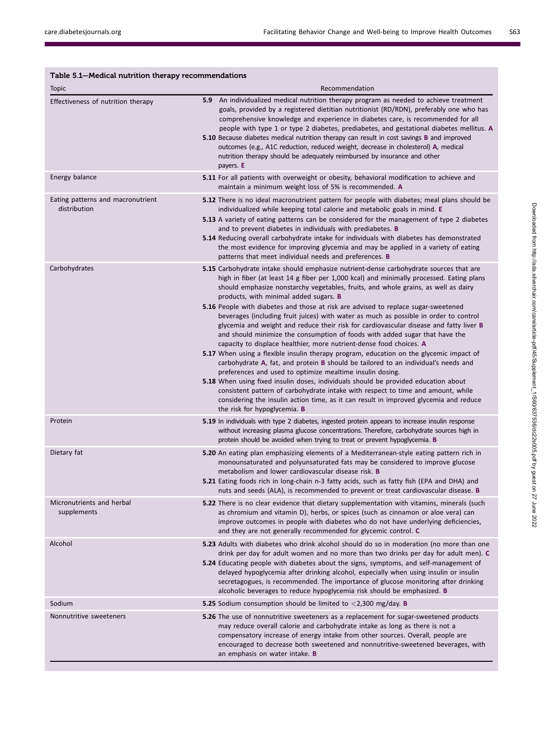**Table 5.1—Medical nutrition therapy recommendations**

| Topic | Recommendation |
|---|---|
| Effectiveness of nutrition therapy | **5.9** An individualized medical nutrition therapy program as needed to achieve treatment goals, provided by a registered dietitian nutritionist (RD/RDN), preferably one who has comprehensive knowledge and experience in diabetes care, is recommended for all people with type 1 or type 2 diabetes, prediabetes, and gestational diabetes mellitus. **A**<br>**5.10** Because diabetes medical nutrition therapy can result in cost savings **B** and improved outcomes (e.g., A1C reduction, reduced weight, decrease in cholesterol) **A**, medical nutrition therapy should be adequately reimbursed by insurance and other payers. **E** |
| Energy balance | **5.11** For all patients with overweight or obesity, behavioral modification to achieve and maintain a minimum weight loss of 5% is recommended. **A** |
| Eating patterns and macronutrient distribution | **5.12** There is no ideal macronutrient pattern for people with diabetes; meal plans should be individualized while keeping total calorie and metabolic goals in mind. **E**<br>**5.13** A variety of eating patterns can be considered for the management of type 2 diabetes and to prevent diabetes in individuals with prediabetes. **B**<br>**5.14** Reducing overall carbohydrate intake for individuals with diabetes has demonstrated the most evidence for improving glycemia and may be applied in a variety of eating patterns that meet individual needs and preferences. **B** |
| Carbohydrates | **5.15** Carbohydrate intake should emphasize nutrient-dense carbohydrate sources that are high in fiber (at least 14 g fiber per 1,000 kcal) and minimally processed. Eating plans should emphasize nonstarchy vegetables, fruits, and whole grains, as well as dairy products, with minimal added sugars. **B**<br>**5.16** People with diabetes and those at risk are advised to replace sugar-sweetened beverages (including fruit juices) with water as much as possible in order to control glycemia and weight and reduce their risk for cardiovascular disease and fatty liver **B** and should minimize the consumption of foods with added sugar that have the capacity to displace healthier, more nutrient-dense food choices. **A**<br>**5.17** When using a flexible insulin therapy program, education on the glycemic impact of carbohydrate **A**, fat, and protein **B** should be tailored to an individual's needs and preferences and used to optimize mealtime insulin dosing.<br>**5.18** When using fixed insulin doses, individuals should be provided education about consistent pattern of carbohydrate intake with respect to time and amount, while considering the insulin action time, as it can result in improved glycemia and reduce the risk for hypoglycemia. **B** |
| Protein | **5.19** In individuals with type 2 diabetes, ingested protein appears to increase insulin response without increasing plasma glucose concentrations. Therefore, carbohydrate sources high in protein should be avoided when trying to treat or prevent hypoglycemia. **B** |
| Dietary fat | **5.20** An eating plan emphasizing elements of a Mediterranean-style eating pattern rich in monounsaturated and polyunsaturated fats may be considered to improve glucose metabolism and lower cardiovascular disease risk. **B**<br>**5.21** Eating foods rich in long-chain n-3 fatty acids, such as fatty fish (EPA and DHA) and nuts and seeds (ALA), is recommended to prevent or treat cardiovascular disease. **B** |
| Micronutrients and herbal supplements | **5.22** There is no clear evidence that dietary supplementation with vitamins, minerals (such as chromium and vitamin D), herbs, or spices (such as cinnamon or aloe vera) can improve outcomes in people with diabetes who do not have underlying deficiencies, and they are not generally recommended for glycemic control. **C** |
| Alcohol | **5.23** Adults with diabetes who drink alcohol should do so in moderation (no more than one drink per day for adult women and no more than two drinks per day for adult men). **C**<br>**5.24** Educating people with diabetes about the signs, symptoms, and self-management of delayed hypoglycemia after drinking alcohol, especially when using insulin or insulin secretagogues, is recommended. The importance of glucose monitoring after drinking alcoholic beverages to reduce hypoglycemia risk should be emphasized. **B** |
| Sodium | **5.25** Sodium consumption should be limited to $<$2,300 mg/day. **B** |
| Nonnutritive sweeteners | **5.26** The use of nonnutritive sweeteners as a replacement for sugar-sweetened products may reduce overall calorie and carbohydrate intake as long as there is not a compensatory increase of energy intake from other sources. Overall, people are encouraged to decrease both sweetened and nonnutritive-sweetened beverages, with an emphasis on water intake. **B** |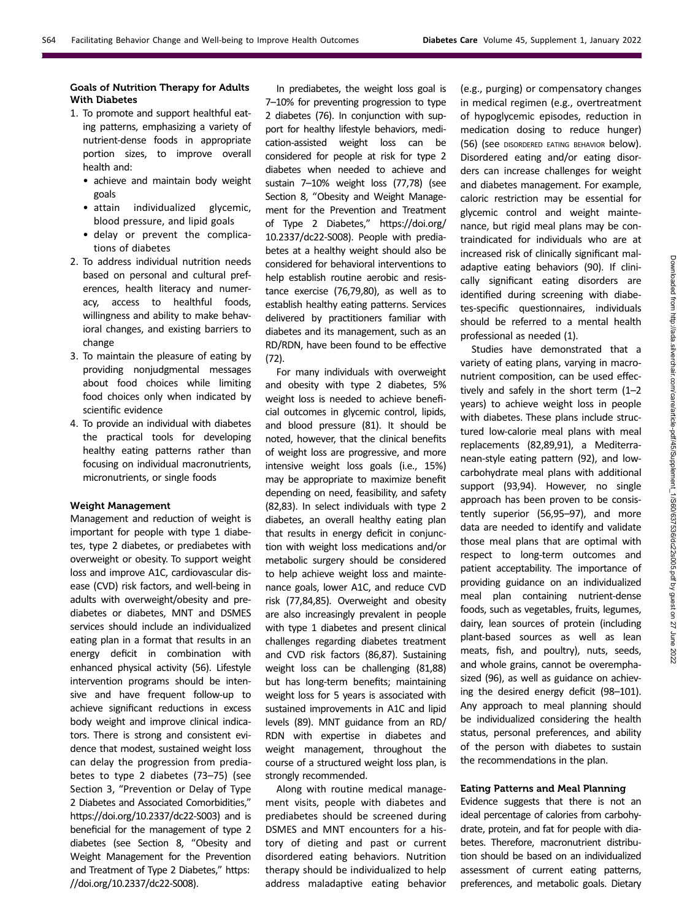#### Goals of Nutrition Therapy for Adults With Diabetes

1. To promote and support healthful eating patterns, emphasizing a variety of nutrient-dense foods in appropriate portion sizes, to improve overall health and:
   - achieve and maintain body weight goals
   - attain individualized glycemic, blood pressure, and lipid goals
   - delay or prevent the complications of diabetes
2. To address individual nutrition needs based on personal and cultural preferences, health literacy and numeracy, access to healthful foods, willingness and ability to make behavioral changes, and existing barriers to change
3. To maintain the pleasure of eating by providing nonjudgmental messages about food choices while limiting food choices only when indicated by scientific evidence
4. To provide an individual with diabetes the practical tools for developing healthy eating patterns rather than focusing on individual macronutrients, micronutrients, or single foods

#### Weight Management

Management and reduction of weight is important for people with type 1 diabetes, type 2 diabetes, or prediabetes with overweight or obesity. To support weight loss and improve A1C, cardiovascular disease (CVD) risk factors, and well-being in adults with overweight/obesity and prediabetes or diabetes, MNT and DSMES services should include an individualized eating plan in a format that results in an energy deficit in combination with enhanced physical activity (56). Lifestyle intervention programs should be intensive and have frequent follow-up to achieve significant reductions in excess body weight and improve clinical indicators. There is strong and consistent evidence that modest, sustained weight loss can delay the progression from prediabetes to type 2 diabetes (73–75) (see Section 3, "Prevention or Delay of Type 2 Diabetes and Associated Comorbidities," https://doi.org/10.2337/dc22-S003) and is beneficial for the management of type 2 diabetes (see Section 8, "Obesity and Weight Management for the Prevention and Treatment of Type 2 Diabetes," https://doi.org/10.2337/dc22-S008).

In prediabetes, the weight loss goal is 7–10% for preventing progression to type 2 diabetes (76). In conjunction with support for healthy lifestyle behaviors, medication-assisted weight loss can be considered for people at risk for type 2 diabetes when needed to achieve and sustain 7–10% weight loss (77,78) (see Section 8, "Obesity and Weight Management for the Prevention and Treatment of Type 2 Diabetes," https://doi.org/10.2337/dc22-S008). People with prediabetes at a healthy weight should also be considered for behavioral interventions to help establish routine aerobic and resistance exercise (76,79,80), as well as to establish healthy eating patterns. Services delivered by practitioners familiar with diabetes and its management, such as an RD/RDN, have been found to be effective (72).

For many individuals with overweight and obesity with type 2 diabetes, 5% weight loss is needed to achieve beneficial outcomes in glycemic control, lipids, and blood pressure (81). It should be noted, however, that the clinical benefits of weight loss are progressive, and more intensive weight loss goals (i.e., 15%) may be appropriate to maximize benefit depending on need, feasibility, and safety (82,83). In select individuals with type 2 diabetes, an overall healthy eating plan that results in energy deficit in conjunction with weight loss medications and/or metabolic surgery should be considered to help achieve weight loss and maintenance goals, lower A1C, and reduce CVD risk (77,84,85). Overweight and obesity are also increasingly prevalent in people with type 1 diabetes and present clinical challenges regarding diabetes treatment and CVD risk factors (86,87). Sustaining weight loss can be challenging (81,88) but has long-term benefits; maintaining weight loss for 5 years is associated with sustained improvements in A1C and lipid levels (89). MNT guidance from an RD/RDN with expertise in diabetes and weight management, throughout the course of a structured weight loss plan, is strongly recommended.

Along with routine medical management visits, people with diabetes and prediabetes should be screened during DSMES and MNT encounters for a history of dieting and past or current disordered eating behaviors. Nutrition therapy should be individualized to help address maladaptive eating behavior (e.g., purging) or compensatory changes in medical regimen (e.g., overtreatment of hypoglycemic episodes, reduction in medication dosing to reduce hunger) (56) (see DISORDERED EATING BEHAVIOR below). Disordered eating and/or eating disorders can increase challenges for weight and diabetes management. For example, caloric restriction may be essential for glycemic control and weight maintenance, but rigid meal plans may be contraindicated for individuals who are at increased risk of clinically significant maladaptive eating behaviors (90). If clinically significant eating disorders are identified during screening with diabetes-specific questionnaires, individuals should be referred to a mental health professional as needed (1).

Studies have demonstrated that a variety of eating plans, varying in macronutrient composition, can be used effectively and safely in the short term (1–2 years) to achieve weight loss in people with diabetes. These plans include structured low-calorie meal plans with meal replacements (82,89,91), a Mediterranean-style eating pattern (92), and low-carbohydrate meal plans with additional support (93,94). However, no single approach has been proven to be consistently superior (56,95–97), and more data are needed to identify and validate those meal plans that are optimal with respect to long-term outcomes and patient acceptability. The importance of providing guidance on an individualized meal plan containing nutrient-dense foods, such as vegetables, fruits, legumes, dairy, lean sources of protein (including plant-based sources as well as lean meats, fish, and poultry), nuts, seeds, and whole grains, cannot be overemphasized (96), as well as guidance on achieving the desired energy deficit (98–101). Any approach to meal planning should be individualized considering the health status, personal preferences, and ability of the person with diabetes to sustain the recommendations in the plan.

#### Eating Patterns and Meal Planning

Evidence suggests that there is not an ideal percentage of calories from carbohydrate, protein, and fat for people with diabetes. Therefore, macronutrient distribution should be based on an individualized assessment of current eating patterns, preferences, and metabolic goals. Dietary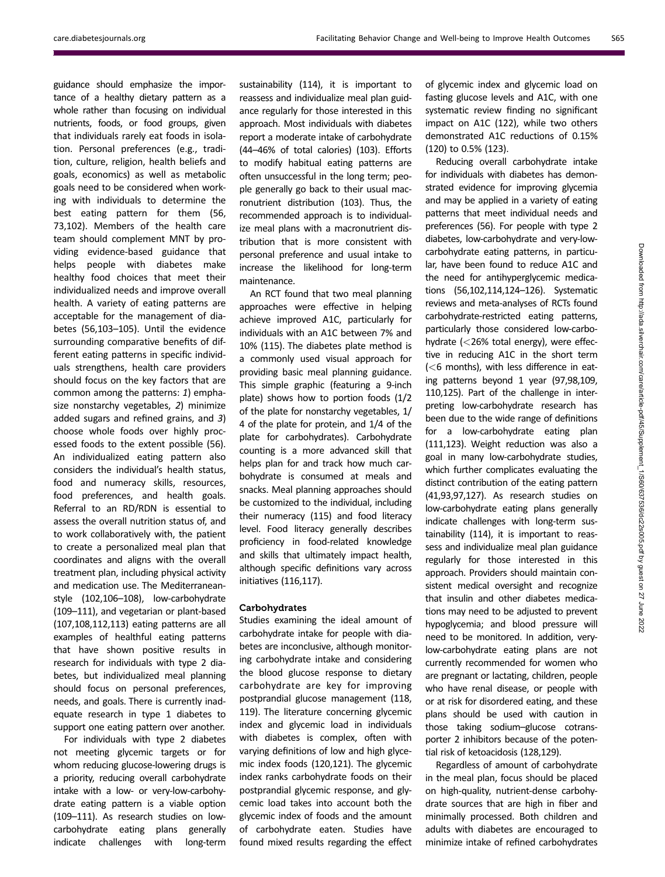guidance should emphasize the importance of a healthy dietary pattern as a whole rather than focusing on individual nutrients, foods, or food groups, given that individuals rarely eat foods in isolation. Personal preferences (e.g., tradition, culture, religion, health beliefs and goals, economics) as well as metabolic goals need to be considered when working with individuals to determine the best eating pattern for them (56, 73,102). Members of the health care team should complement MNT by providing evidence-based guidance that helps people with diabetes make healthy food choices that meet their individualized needs and improve overall health. A variety of eating patterns are acceptable for the management of diabetes (56,103–105). Until the evidence surrounding comparative benefits of different eating patterns in specific individuals strengthens, health care providers should focus on the key factors that are common among the patterns: *1*) emphasize nonstarchy vegetables, *2*) minimize added sugars and refined grains, and *3*) choose whole foods over highly processed foods to the extent possible (56). An individualized eating pattern also considers the individual's health status, food and numeracy skills, resources, food preferences, and health goals. Referral to an RD/RDN is essential to assess the overall nutrition status of, and to work collaboratively with, the patient to create a personalized meal plan that coordinates and aligns with the overall treatment plan, including physical activity and medication use. The Mediterranean-style (102,106–108), low-carbohydrate (109–111), and vegetarian or plant-based (107,108,112,113) eating patterns are all examples of healthful eating patterns that have shown positive results in research for individuals with type 2 diabetes, but individualized meal planning should focus on personal preferences, needs, and goals. There is currently inadequate research in type 1 diabetes to support one eating pattern over another.

For individuals with type 2 diabetes not meeting glycemic targets or for whom reducing glucose-lowering drugs is a priority, reducing overall carbohydrate intake with a low- or very-low-carbohydrate eating pattern is a viable option (109–111). As research studies on low-carbohydrate eating plans generally indicate challenges with long-term sustainability (114), it is important to reassess and individualize meal plan guidance regularly for those interested in this approach. Most individuals with diabetes report a moderate intake of carbohydrate (44–46% of total calories) (103). Efforts to modify habitual eating patterns are often unsuccessful in the long term; people generally go back to their usual macronutrient distribution (103). Thus, the recommended approach is to individualize meal plans with a macronutrient distribution that is more consistent with personal preference and usual intake to increase the likelihood for long-term maintenance.

An RCT found that two meal planning approaches were effective in helping achieve improved A1C, particularly for individuals with an A1C between 7% and 10% (115). The diabetes plate method is a commonly used visual approach for providing basic meal planning guidance. This simple graphic (featuring a 9-inch plate) shows how to portion foods (1/2 of the plate for nonstarchy vegetables, 1/4 of the plate for protein, and 1/4 of the plate for carbohydrates). Carbohydrate counting is a more advanced skill that helps plan for and track how much carbohydrate is consumed at meals and snacks. Meal planning approaches should be customized to the individual, including their numeracy (115) and food literacy level. Food literacy generally describes proficiency in food-related knowledge and skills that ultimately impact health, although specific definitions vary across initiatives (116,117).

### Carbohydrates

Studies examining the ideal amount of carbohydrate intake for people with diabetes are inconclusive, although monitoring carbohydrate intake and considering the blood glucose response to dietary carbohydrate are key for improving postprandial glucose management (118, 119). The literature concerning glycemic index and glycemic load in individuals with diabetes is complex, often with varying definitions of low and high glycemic index foods (120,121). The glycemic index ranks carbohydrate foods on their postprandial glycemic response, and glycemic load takes into account both the glycemic index of foods and the amount of carbohydrate eaten. Studies have found mixed results regarding the effect of glycemic index and glycemic load on fasting glucose levels and A1C, with one systematic review finding no significant impact on A1C (122), while two others demonstrated A1C reductions of 0.15% (120) to 0.5% (123).

Reducing overall carbohydrate intake for individuals with diabetes has demonstrated evidence for improving glycemia and may be applied in a variety of eating patterns that meet individual needs and preferences (56). For people with type 2 diabetes, low-carbohydrate and very-low-carbohydrate eating patterns, in particular, have been found to reduce A1C and the need for antihyperglycemic medications (56,102,114,124–126). Systematic reviews and meta-analyses of RCTs found carbohydrate-restricted eating patterns, particularly those considered low-carbohydrate (<26% total energy), were effective in reducing A1C in the short term (<6 months), with less difference in eating patterns beyond 1 year (97,98,109, 110,125). Part of the challenge in interpreting low-carbohydrate research has been due to the wide range of definitions for a low-carbohydrate eating plan (111,123). Weight reduction was also a goal in many low-carbohydrate studies, which further complicates evaluating the distinct contribution of the eating pattern (41,93,97,127). As research studies on low-carbohydrate eating plans generally indicate challenges with long-term sustainability (114), it is important to reassess and individualize meal plan guidance regularly for those interested in this approach. Providers should maintain consistent medical oversight and recognize that insulin and other diabetes medications may need to be adjusted to prevent hypoglycemia; and blood pressure will need to be monitored. In addition, very-low-carbohydrate eating plans are not currently recommended for women who are pregnant or lactating, children, people who have renal disease, or people with or at risk for disordered eating, and these plans should be used with caution in those taking sodium–glucose cotransporter 2 inhibitors because of the potential risk of ketoacidosis (128,129).

Regardless of amount of carbohydrate in the meal plan, focus should be placed on high-quality, nutrient-dense carbohydrate sources that are high in fiber and minimally processed. Both children and adults with diabetes are encouraged to minimize intake of refined carbohydrates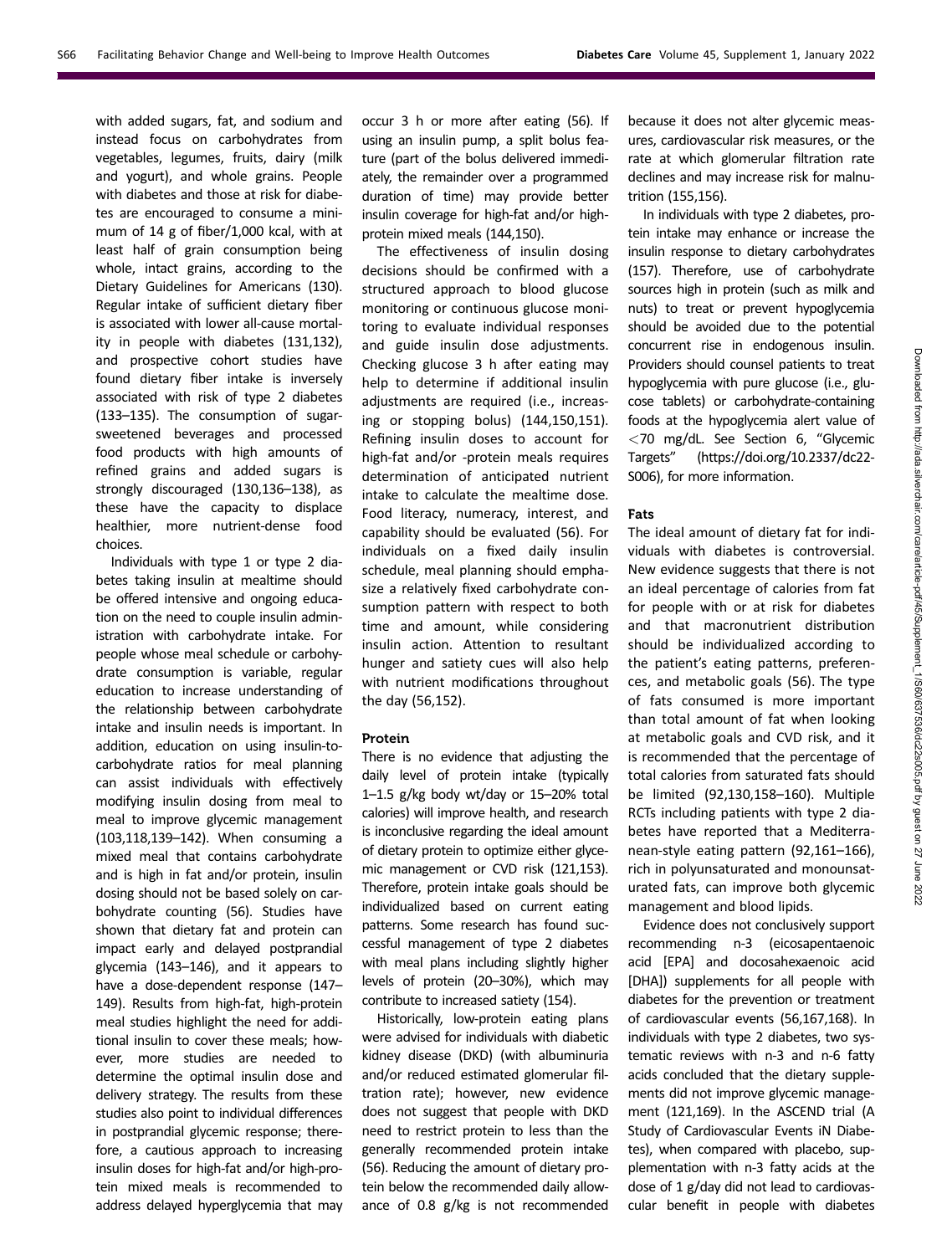with added sugars, fat, and sodium and instead focus on carbohydrates from vegetables, legumes, fruits, dairy (milk and yogurt), and whole grains. People with diabetes and those at risk for diabetes are encouraged to consume a minimum of 14 g of fiber/1,000 kcal, with at least half of grain consumption being whole, intact grains, according to the Dietary Guidelines for Americans (130). Regular intake of sufficient dietary fiber is associated with lower all-cause mortality in people with diabetes (131,132), and prospective cohort studies have found dietary fiber intake is inversely associated with risk of type 2 diabetes (133–135). The consumption of sugar-sweetened beverages and processed food products with high amounts of refined grains and added sugars is strongly discouraged (130,136–138), as these have the capacity to displace healthier, more nutrient-dense food choices.

Individuals with type 1 or type 2 diabetes taking insulin at mealtime should be offered intensive and ongoing education on the need to couple insulin administration with carbohydrate intake. For people whose meal schedule or carbohydrate consumption is variable, regular education to increase understanding of the relationship between carbohydrate intake and insulin needs is important. In addition, education on using insulin-to-carbohydrate ratios for meal planning can assist individuals with effectively modifying insulin dosing from meal to meal to improve glycemic management (103,118,139–142). When consuming a mixed meal that contains carbohydrate and is high in fat and/or protein, insulin dosing should not be based solely on carbohydrate counting (56). Studies have shown that dietary fat and protein can impact early and delayed postprandial glycemia (143–146), and it appears to have a dose-dependent response (147–149). Results from high-fat, high-protein meal studies highlight the need for additional insulin to cover these meals; however, more studies are needed to determine the optimal insulin dose and delivery strategy. The results from these studies also point to individual differences in postprandial glycemic response; therefore, a cautious approach to increasing insulin doses for high-fat and/or high-protein mixed meals is recommended to address delayed hyperglycemia that may occur 3 h or more after eating (56). If using an insulin pump, a split bolus feature (part of the bolus delivered immediately, the remainder over a programmed duration of time) may provide better insulin coverage for high-fat and/or high-protein mixed meals (144,150).

The effectiveness of insulin dosing decisions should be confirmed with a structured approach to blood glucose monitoring or continuous glucose monitoring to evaluate individual responses and guide insulin dose adjustments. Checking glucose 3 h after eating may help to determine if additional insulin adjustments are required (i.e., increasing or stopping bolus) (144,150,151). Refining insulin doses to account for high-fat and/or -protein meals requires determination of anticipated nutrient intake to calculate the mealtime dose. Food literacy, numeracy, interest, and capability should be evaluated (56). For individuals on a fixed daily insulin schedule, meal planning should emphasize a relatively fixed carbohydrate consumption pattern with respect to both time and amount, while considering insulin action. Attention to resultant hunger and satiety cues will also help with nutrient modifications throughout the day (56,152).

#### Protein

There is no evidence that adjusting the daily level of protein intake (typically 1–1.5 g/kg body wt/day or 15–20% total calories) will improve health, and research is inconclusive regarding the ideal amount of dietary protein to optimize either glycemic management or CVD risk (121,153). Therefore, protein intake goals should be individualized based on current eating patterns. Some research has found successful management of type 2 diabetes with meal plans including slightly higher levels of protein (20–30%), which may contribute to increased satiety (154).

Historically, low-protein eating plans were advised for individuals with diabetic kidney disease (DKD) (with albuminuria and/or reduced estimated glomerular filtration rate); however, new evidence does not suggest that people with DKD need to restrict protein to less than the generally recommended protein intake (56). Reducing the amount of dietary protein below the recommended daily allowance of 0.8 g/kg is not recommended because it does not alter glycemic measures, cardiovascular risk measures, or the rate at which glomerular filtration rate declines and may increase risk for malnutrition (155,156).

In individuals with type 2 diabetes, protein intake may enhance or increase the insulin response to dietary carbohydrates (157). Therefore, use of carbohydrate sources high in protein (such as milk and nuts) to treat or prevent hypoglycemia should be avoided due to the potential concurrent rise in endogenous insulin. Providers should counsel patients to treat hypoglycemia with pure glucose (i.e., glucose tablets) or carbohydrate-containing foods at the hypoglycemia alert value of <70 mg/dL. See Section 6, "Glycemic Targets" (https://doi.org/10.2337/dc22-S006), for more information.

#### Fats

The ideal amount of dietary fat for individuals with diabetes is controversial. New evidence suggests that there is not an ideal percentage of calories from fat for people with or at risk for diabetes and that macronutrient distribution should be individualized according to the patient's eating patterns, preferences, and metabolic goals (56). The type of fats consumed is more important than total amount of fat when looking at metabolic goals and CVD risk, and it is recommended that the percentage of total calories from saturated fats should be limited (92,130,158–160). Multiple RCTs including patients with type 2 diabetes have reported that a Mediterranean-style eating pattern (92,161–166), rich in polyunsaturated and monounsaturated fats, can improve both glycemic management and blood lipids.

Evidence does not conclusively support recommending n-3 (eicosapentaenoic acid [EPA] and docosahexaenoic acid [DHA]) supplements for all people with diabetes for the prevention or treatment of cardiovascular events (56,167,168). In individuals with type 2 diabetes, two systematic reviews with n-3 and n-6 fatty acids concluded that the dietary supplements did not improve glycemic management (121,169). In the ASCEND trial (A Study of Cardiovascular Events iN Diabetes), when compared with placebo, supplementation with n-3 fatty acids at the dose of 1 g/day did not lead to cardiovascular benefit in people with diabetes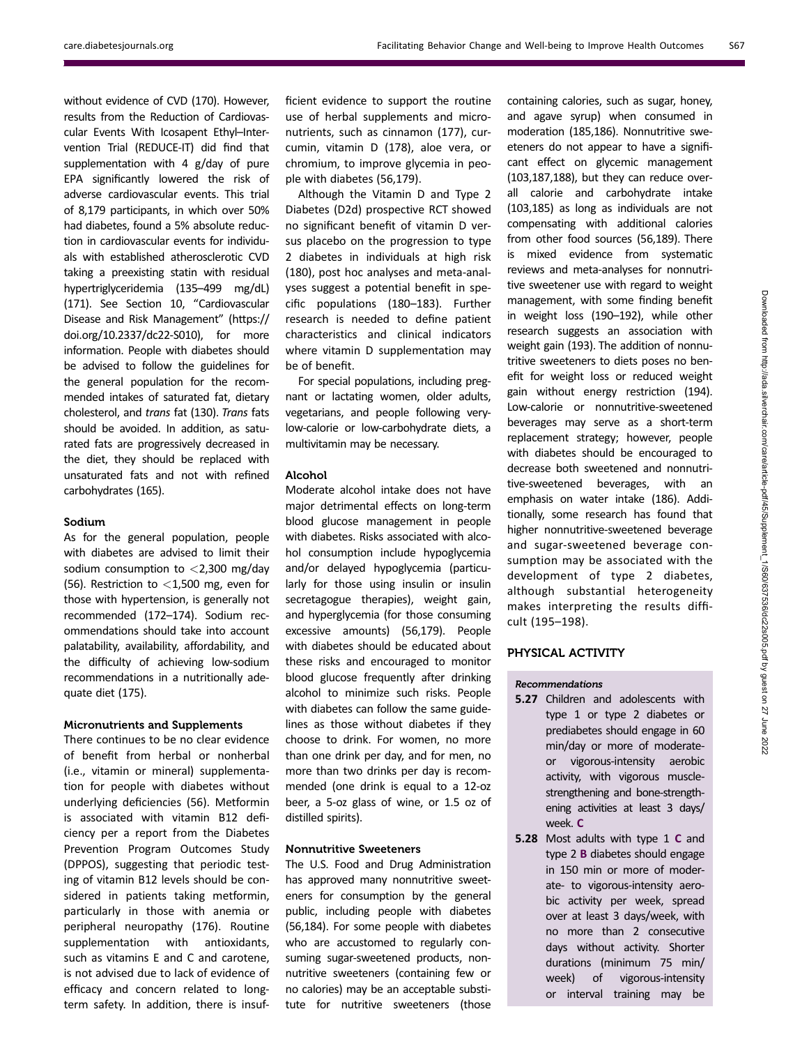without evidence of CVD (170). However, results from the Reduction of Cardiovascular Events With Icosapent Ethyl–Intervention Trial (REDUCE-IT) did find that supplementation with 4 g/day of pure EPA significantly lowered the risk of adverse cardiovascular events. This trial of 8,179 participants, in which over 50% had diabetes, found a 5% absolute reduction in cardiovascular events for individuals with established atherosclerotic CVD taking a preexisting statin with residual hypertriglyceridemia (135–499 mg/dL) (171). See Section 10, "Cardiovascular Disease and Risk Management" (https://doi.org/10.2337/dc22-S010), for more information. People with diabetes should be advised to follow the guidelines for the general population for the recommended intakes of saturated fat, dietary cholesterol, and *trans* fat (130). *Trans* fats should be avoided. In addition, as saturated fats are progressively decreased in the diet, they should be replaced with unsaturated fats and not with refined carbohydrates (165).

### Sodium

As for the general population, people with diabetes are advised to limit their sodium consumption to <2,300 mg/day (56). Restriction to <1,500 mg, even for those with hypertension, is generally not recommended (172–174). Sodium recommendations should take into account palatability, availability, affordability, and the difficulty of achieving low-sodium recommendations in a nutritionally adequate diet (175).

### Micronutrients and Supplements

There continues to be no clear evidence of benefit from herbal or nonherbal (i.e., vitamin or mineral) supplementation for people with diabetes without underlying deficiencies (56). Metformin is associated with vitamin B12 deficiency per a report from the Diabetes Prevention Program Outcomes Study (DPPOS), suggesting that periodic testing of vitamin B12 levels should be considered in patients taking metformin, particularly in those with anemia or peripheral neuropathy (176). Routine supplementation with antioxidants, such as vitamins E and C and carotene, is not advised due to lack of evidence of efficacy and concern related to long-term safety. In addition, there is insufficient evidence to support the routine use of herbal supplements and micronutrients, such as cinnamon (177), curcumin, vitamin D (178), aloe vera, or chromium, to improve glycemia in people with diabetes (56,179).

Although the Vitamin D and Type 2 Diabetes (D2d) prospective RCT showed no significant benefit of vitamin D versus placebo on the progression to type 2 diabetes in individuals at high risk (180), post hoc analyses and meta-analyses suggest a potential benefit in specific populations (180–183). Further research is needed to define patient characteristics and clinical indicators where vitamin D supplementation may be of benefit.

For special populations, including pregnant or lactating women, older adults, vegetarians, and people following very-low-calorie or low-carbohydrate diets, a multivitamin may be necessary.

### Alcohol

Moderate alcohol intake does not have major detrimental effects on long-term blood glucose management in people with diabetes. Risks associated with alcohol consumption include hypoglycemia and/or delayed hypoglycemia (particularly for those using insulin or insulin secretagogue therapies), weight gain, and hyperglycemia (for those consuming excessive amounts) (56,179). People with diabetes should be educated about these risks and encouraged to monitor blood glucose frequently after drinking alcohol to minimize such risks. People with diabetes can follow the same guidelines as those without diabetes if they choose to drink. For women, no more than one drink per day, and for men, no more than two drinks per day is recommended (one drink is equal to a 12-oz beer, a 5-oz glass of wine, or 1.5 oz of distilled spirits).

### Nonnutritive Sweeteners

The U.S. Food and Drug Administration has approved many nonnutritive sweeteners for consumption by the general public, including people with diabetes (56,184). For some people with diabetes who are accustomed to regularly consuming sugar-sweetened products, nonnutritive sweeteners (containing few or no calories) may be an acceptable substitute for nutritive sweeteners (those containing calories, such as sugar, honey, and agave syrup) when consumed in moderation (185,186). Nonnutritive sweeteners do not appear to have a significant effect on glycemic management (103,187,188), but they can reduce overall calorie and carbohydrate intake (103,185) as long as individuals are not compensating with additional calories from other food sources (56,189). There is mixed evidence from systematic reviews and meta-analyses for nonnutritive sweetener use with regard to weight management, with some finding benefit in weight loss (190–192), while other research suggests an association with weight gain (193). The addition of nonnutritive sweeteners to diets poses no benefit for weight loss or reduced weight gain without energy restriction (194). Low-calorie or nonnutritive-sweetened beverages may serve as a short-term replacement strategy; however, people with diabetes should be encouraged to decrease both sweetened and nonnutritive-sweetened beverages, with an emphasis on water intake (186). Additionally, some research has found that higher nonnutritive-sweetened beverage and sugar-sweetened beverage consumption may be associated with the development of type 2 diabetes, although substantial heterogeneity makes interpreting the results difficult (195–198).

## PHYSICAL ACTIVITY

#### *Recommendations*

**5.27** Children and adolescents with type 1 or type 2 diabetes or prediabetes should engage in 60 min/day or more of moderate- or vigorous-intensity aerobic activity, with vigorous muscle-strengthening and bone-strengthening activities at least 3 days/week. **C**

**5.28** Most adults with type 1 **C** and type 2 **B** diabetes should engage in 150 min or more of moderate- to vigorous-intensity aerobic activity per week, spread over at least 3 days/week, with no more than 2 consecutive days without activity. Shorter durations (minimum 75 min/week) of vigorous-intensity or interval training may be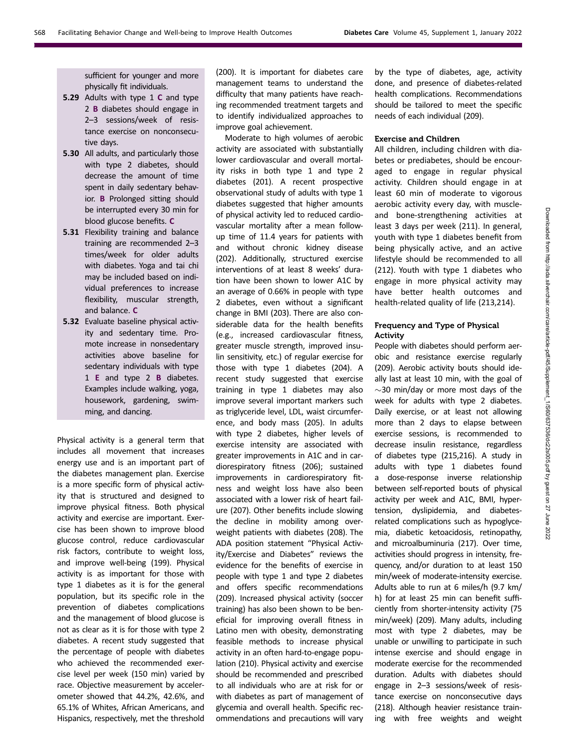sufficient for younger and more physically fit individuals.

**5.29** Adults with type 1 **C** and type 2 **B** diabetes should engage in 2–3 sessions/week of resistance exercise on nonconsecutive days.

**5.30** All adults, and particularly those with type 2 diabetes, should decrease the amount of time spent in daily sedentary behavior. **B** Prolonged sitting should be interrupted every 30 min for blood glucose benefits. **C**

**5.31** Flexibility training and balance training are recommended 2–3 times/week for older adults with diabetes. Yoga and tai chi may be included based on individual preferences to increase flexibility, muscular strength, and balance. **C**

**5.32** Evaluate baseline physical activity and sedentary time. Promote increase in nonsedentary activities above baseline for sedentary individuals with type 1 **E** and type 2 **B** diabetes. Examples include walking, yoga, housework, gardening, swimming, and dancing.

Physical activity is a general term that includes all movement that increases energy use and is an important part of the diabetes management plan. Exercise is a more specific form of physical activity that is structured and designed to improve physical fitness. Both physical activity and exercise are important. Exercise has been shown to improve blood glucose control, reduce cardiovascular risk factors, contribute to weight loss, and improve well-being (199). Physical activity is as important for those with type 1 diabetes as it is for the general population, but its specific role in the prevention of diabetes complications and the management of blood glucose is not as clear as it is for those with type 2 diabetes. A recent study suggested that the percentage of people with diabetes who achieved the recommended exercise level per week (150 min) varied by race. Objective measurement by accelerometer showed that 44.2%, 42.6%, and 65.1% of Whites, African Americans, and Hispanics, respectively, met the threshold (200). It is important for diabetes care management teams to understand the difficulty that many patients have reaching recommended treatment targets and to identify individualized approaches to improve goal achievement.

Moderate to high volumes of aerobic activity are associated with substantially lower cardiovascular and overall mortality risks in both type 1 and type 2 diabetes (201). A recent prospective observational study of adults with type 1 diabetes suggested that higher amounts of physical activity led to reduced cardiovascular mortality after a mean follow-up time of 11.4 years for patients with and without chronic kidney disease (202). Additionally, structured exercise interventions of at least 8 weeks' duration have been shown to lower A1C by an average of 0.66% in people with type 2 diabetes, even without a significant change in BMI (203). There are also considerable data for the health benefits (e.g., increased cardiovascular fitness, greater muscle strength, improved insulin sensitivity, etc.) of regular exercise for those with type 1 diabetes (204). A recent study suggested that exercise training in type 1 diabetes may also improve several important markers such as triglyceride level, LDL, waist circumference, and body mass (205). In adults with type 2 diabetes, higher levels of exercise intensity are associated with greater improvements in A1C and in cardiorespiratory fitness (206); sustained improvements in cardiorespiratory fitness and weight loss have also been associated with a lower risk of heart failure (207). Other benefits include slowing the decline in mobility among overweight patients with diabetes (208). The ADA position statement "Physical Activity/Exercise and Diabetes" reviews the evidence for the benefits of exercise in people with type 1 and type 2 diabetes and offers specific recommendations (209). Increased physical activity (soccer training) has also been shown to be beneficial for improving overall fitness in Latino men with obesity, demonstrating feasible methods to increase physical activity in an often hard-to-engage population (210). Physical activity and exercise should be recommended and prescribed to all individuals who are at risk for or with diabetes as part of management of glycemia and overall health. Specific recommendations and precautions will vary by the type of diabetes, age, activity done, and presence of diabetes-related health complications. Recommendations should be tailored to meet the specific needs of each individual (209).

### Exercise and Children

All children, including children with diabetes or prediabetes, should be encouraged to engage in regular physical activity. Children should engage in at least 60 min of moderate to vigorous aerobic activity every day, with muscle- and bone-strengthening activities at least 3 days per week (211). In general, youth with type 1 diabetes benefit from being physically active, and an active lifestyle should be recommended to all (212). Youth with type 1 diabetes who engage in more physical activity may have better health outcomes and health-related quality of life (213,214).

### Frequency and Type of Physical Activity

People with diabetes should perform aerobic and resistance exercise regularly (209). Aerobic activity bouts should ideally last at least 10 min, with the goal of ~30 min/day or more most days of the week for adults with type 2 diabetes. Daily exercise, or at least not allowing more than 2 days to elapse between exercise sessions, is recommended to decrease insulin resistance, regardless of diabetes type (215,216). A study in adults with type 1 diabetes found a dose-response inverse relationship between self-reported bouts of physical activity per week and A1C, BMI, hypertension, dyslipidemia, and diabetes-related complications such as hypoglycemia, diabetic ketoacidosis, retinopathy, and microalbuminuria (217). Over time, activities should progress in intensity, frequency, and/or duration to at least 150 min/week of moderate-intensity exercise. Adults able to run at 6 miles/h (9.7 km/h) for at least 25 min can benefit sufficiently from shorter-intensity activity (75 min/week) (209). Many adults, including most with type 2 diabetes, may be unable or unwilling to participate in such intense exercise and should engage in moderate exercise for the recommended duration. Adults with diabetes should engage in 2–3 sessions/week of resistance exercise on nonconsecutive days (218). Although heavier resistance training with free weights and weight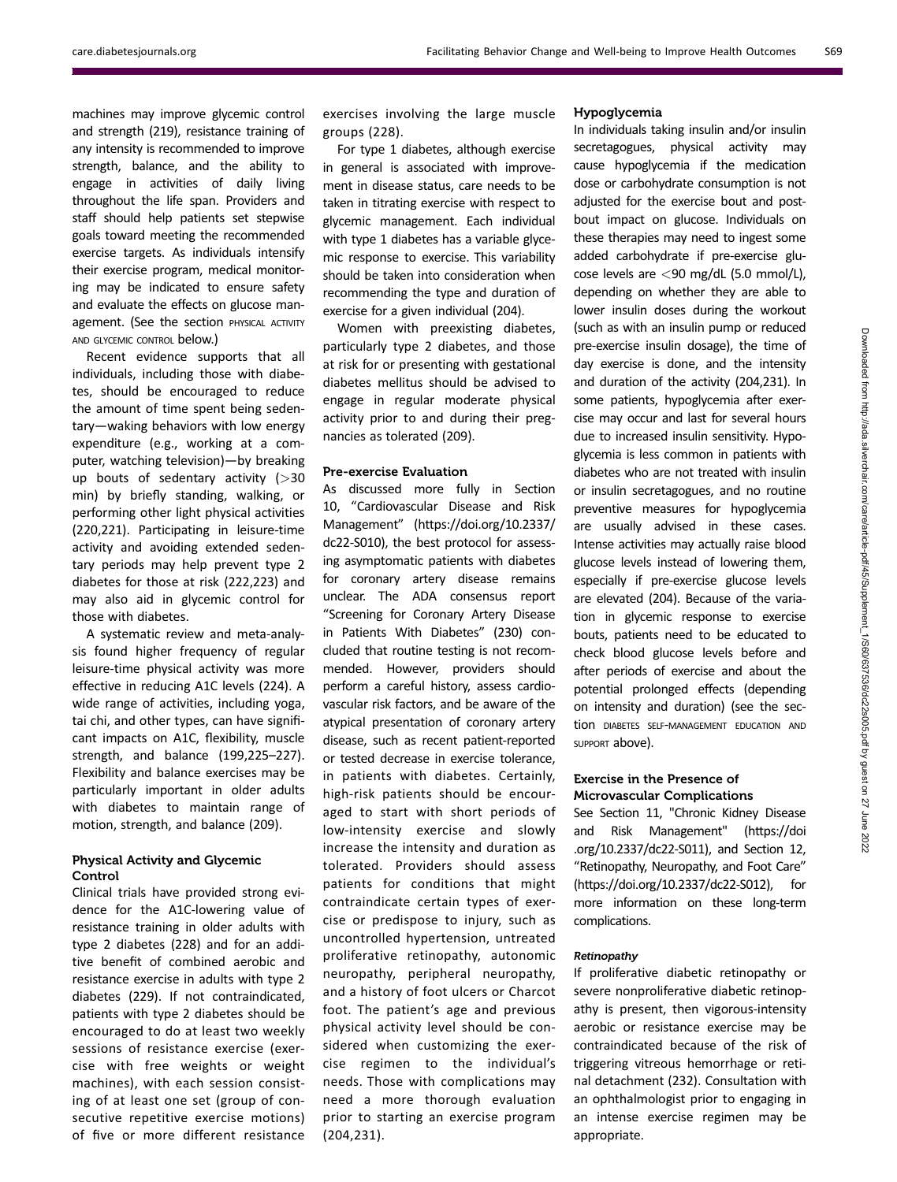machines may improve glycemic control and strength (219), resistance training of any intensity is recommended to improve strength, balance, and the ability to engage in activities of daily living throughout the life span. Providers and staff should help patients set stepwise goals toward meeting the recommended exercise targets. As individuals intensify their exercise program, medical monitoring may be indicated to ensure safety and evaluate the effects on glucose management. (See the section PHYSICAL ACTIVITY AND GLYCEMIC CONTROL below.)

Recent evidence supports that all individuals, including those with diabetes, should be encouraged to reduce the amount of time spent being sedentary—waking behaviors with low energy expenditure (e.g., working at a computer, watching television)—by breaking up bouts of sedentary activity (>30 min) by briefly standing, walking, or performing other light physical activities (220,221). Participating in leisure-time activity and avoiding extended sedentary periods may help prevent type 2 diabetes for those at risk (222,223) and may also aid in glycemic control for those with diabetes.

A systematic review and meta-analysis found higher frequency of regular leisure-time physical activity was more effective in reducing A1C levels (224). A wide range of activities, including yoga, tai chi, and other types, can have significant impacts on A1C, flexibility, muscle strength, and balance (199,225–227). Flexibility and balance exercises may be particularly important in older adults with diabetes to maintain range of motion, strength, and balance (209).

### Physical Activity and Glycemic Control

Clinical trials have provided strong evidence for the A1C-lowering value of resistance training in older adults with type 2 diabetes (228) and for an additive benefit of combined aerobic and resistance exercise in adults with type 2 diabetes (229). If not contraindicated, patients with type 2 diabetes should be encouraged to do at least two weekly sessions of resistance exercise (exercise with free weights or weight machines), with each session consisting of at least one set (group of consecutive repetitive exercise motions) of five or more different resistance exercises involving the large muscle groups (228).

For type 1 diabetes, although exercise in general is associated with improvement in disease status, care needs to be taken in titrating exercise with respect to glycemic management. Each individual with type 1 diabetes has a variable glycemic response to exercise. This variability should be taken into consideration when recommending the type and duration of exercise for a given individual (204).

Women with preexisting diabetes, particularly type 2 diabetes, and those at risk for or presenting with gestational diabetes mellitus should be advised to engage in regular moderate physical activity prior to and during their pregnancies as tolerated (209).

### Pre-exercise Evaluation

As discussed more fully in Section 10, "Cardiovascular Disease and Risk Management" (https://doi.org/10.2337/dc22-S010), the best protocol for assessing asymptomatic patients with diabetes for coronary artery disease remains unclear. The ADA consensus report "Screening for Coronary Artery Disease in Patients With Diabetes" (230) concluded that routine testing is not recommended. However, providers should perform a careful history, assess cardiovascular risk factors, and be aware of the atypical presentation of coronary artery disease, such as recent patient-reported or tested decrease in exercise tolerance, in patients with diabetes. Certainly, high-risk patients should be encouraged to start with short periods of low-intensity exercise and slowly increase the intensity and duration as tolerated. Providers should assess patients for conditions that might contraindicate certain types of exercise or predispose to injury, such as uncontrolled hypertension, untreated proliferative retinopathy, autonomic neuropathy, peripheral neuropathy, and a history of foot ulcers or Charcot foot. The patient's age and previous physical activity level should be considered when customizing the exercise regimen to the individual's needs. Those with complications may need a more thorough evaluation prior to starting an exercise program (204,231).

### Hypoglycemia

In individuals taking insulin and/or insulin secretagogues, physical activity may cause hypoglycemia if the medication dose or carbohydrate consumption is not adjusted for the exercise bout and post-bout impact on glucose. Individuals on these therapies may need to ingest some added carbohydrate if pre-exercise glucose levels are <90 mg/dL (5.0 mmol/L), depending on whether they are able to lower insulin doses during the workout (such as with an insulin pump or reduced pre-exercise insulin dosage), the time of day exercise is done, and the intensity and duration of the activity (204,231). In some patients, hypoglycemia after exercise may occur and last for several hours due to increased insulin sensitivity. Hypoglycemia is less common in patients with diabetes who are not treated with insulin or insulin secretagogues, and no routine preventive measures for hypoglycemia are usually advised in these cases. Intense activities may actually raise blood glucose levels instead of lowering them, especially if pre-exercise glucose levels are elevated (204). Because of the variation in glycemic response to exercise bouts, patients need to be educated to check blood glucose levels before and after periods of exercise and about the potential prolonged effects (depending on intensity and duration) (see the section DIABETES SELF-MANAGEMENT EDUCATION AND SUPPORT above).

### Exercise in the Presence of Microvascular Complications

See Section 11, "Chronic Kidney Disease and Risk Management" (https://doi.org/10.2337/dc22-S011), and Section 12, "Retinopathy, Neuropathy, and Foot Care" (https://doi.org/10.2337/dc22-S012), for more information on these long-term complications.

#### *Retinopathy*

If proliferative diabetic retinopathy or severe nonproliferative diabetic retinopathy is present, then vigorous-intensity aerobic or resistance exercise may be contraindicated because of the risk of triggering vitreous hemorrhage or retinal detachment (232). Consultation with an ophthalmologist prior to engaging in an intense exercise regimen may be appropriate.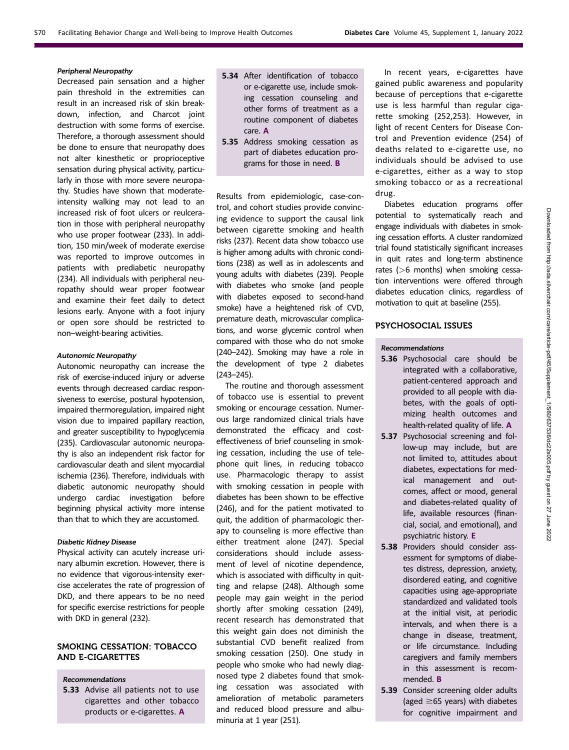#### Peripheral Neuropathy

Decreased pain sensation and a higher pain threshold in the extremities can result in an increased risk of skin breakdown, infection, and Charcot joint destruction with some forms of exercise. Therefore, a thorough assessment should be done to ensure that neuropathy does not alter kinesthetic or proprioceptive sensation during physical activity, particularly in those with more severe neuropathy. Studies have shown that moderate-intensity walking may not lead to an increased risk of foot ulcers or reulceration in those with peripheral neuropathy who use proper footwear (233). In addition, 150 min/week of moderate exercise was reported to improve outcomes in patients with prediabetic neuropathy (234). All individuals with peripheral neuropathy should wear proper footwear and examine their feet daily to detect lesions early. Anyone with a foot injury or open sore should be restricted to non–weight-bearing activities.

#### Autonomic Neuropathy

Autonomic neuropathy can increase the risk of exercise-induced injury or adverse events through decreased cardiac responsiveness to exercise, postural hypotension, impaired thermoregulation, impaired night vision due to impaired papillary reaction, and greater susceptibility to hypoglycemia (235). Cardiovascular autonomic neuropathy is also an independent risk factor for cardiovascular death and silent myocardial ischemia (236). Therefore, individuals with diabetic autonomic neuropathy should undergo cardiac investigation before beginning physical activity more intense than that to which they are accustomed.

#### Diabetic Kidney Disease

Physical activity can acutely increase urinary albumin excretion. However, there is no evidence that vigorous-intensity exercise accelerates the rate of progression of DKD, and there appears to be no need for specific exercise restrictions for people with DKD in general (232).

## SMOKING CESSATION: TOBACCO AND E-CIGARETTES

#### Recommendations

**5.33** Advise all patients not to use cigarettes and other tobacco products or e-cigarettes. **A**

**5.34** After identification of tobacco or e-cigarette use, include smoking cessation counseling and other forms of treatment as a routine component of diabetes care. **A**

**5.35** Address smoking cessation as part of diabetes education programs for those in need. **B**

Results from epidemiologic, case-control, and cohort studies provide convincing evidence to support the causal link between cigarette smoking and health risks (237). Recent data show tobacco use is higher among adults with chronic conditions (238) as well as in adolescents and young adults with diabetes (239). People with diabetes who smoke (and people with diabetes exposed to second-hand smoke) have a heightened risk of CVD, premature death, microvascular complications, and worse glycemic control when compared with those who do not smoke (240–242). Smoking may have a role in the development of type 2 diabetes (243–245).

The routine and thorough assessment of tobacco use is essential to prevent smoking or encourage cessation. Numerous large randomized clinical trials have demonstrated the efficacy and cost-effectiveness of brief counseling in smoking cessation, including the use of telephone quit lines, in reducing tobacco use. Pharmacologic therapy to assist with smoking cessation in people with diabetes has been shown to be effective (246), and for the patient motivated to quit, the addition of pharmacologic therapy to counseling is more effective than either treatment alone (247). Special considerations should include assessment of level of nicotine dependence, which is associated with difficulty in quitting and relapse (248). Although some people may gain weight in the period shortly after smoking cessation (249), recent research has demonstrated that this weight gain does not diminish the substantial CVD benefit realized from smoking cessation (250). One study in people who smoke who had newly diagnosed type 2 diabetes found that smoking cessation was associated with amelioration of metabolic parameters and reduced blood pressure and albuminuria at 1 year (251).

In recent years, e-cigarettes have gained public awareness and popularity because of perceptions that e-cigarette use is less harmful than regular cigarette smoking (252,253). However, in light of recent Centers for Disease Control and Prevention evidence (254) of deaths related to e-cigarette use, no individuals should be advised to use e-cigarettes, either as a way to stop smoking tobacco or as a recreational drug.

Diabetes education programs offer potential to systematically reach and engage individuals with diabetes in smoking cessation efforts. A cluster randomized trial found statistically significant increases in quit rates and long-term abstinence rates (>6 months) when smoking cessation interventions were offered through diabetes education clinics, regardless of motivation to quit at baseline (255).

## PSYCHOSOCIAL ISSUES

#### Recommendations

**5.36** Psychosocial care should be integrated with a collaborative, patient-centered approach and provided to all people with diabetes, with the goals of optimizing health outcomes and health-related quality of life. **A**

**5.37** Psychosocial screening and follow-up may include, but are not limited to, attitudes about diabetes, expectations for medical management and outcomes, affect or mood, general and diabetes-related quality of life, available resources (financial, social, and emotional), and psychiatric history. **E**

**5.38** Providers should consider assessment for symptoms of diabetes distress, depression, anxiety, disordered eating, and cognitive capacities using age-appropriate standardized and validated tools at the initial visit, at periodic intervals, and when there is a change in disease, treatment, or life circumstance. Including caregivers and family members in this assessment is recommended. **B**

**5.39** Consider screening older adults (aged ≥65 years) with diabetes for cognitive impairment and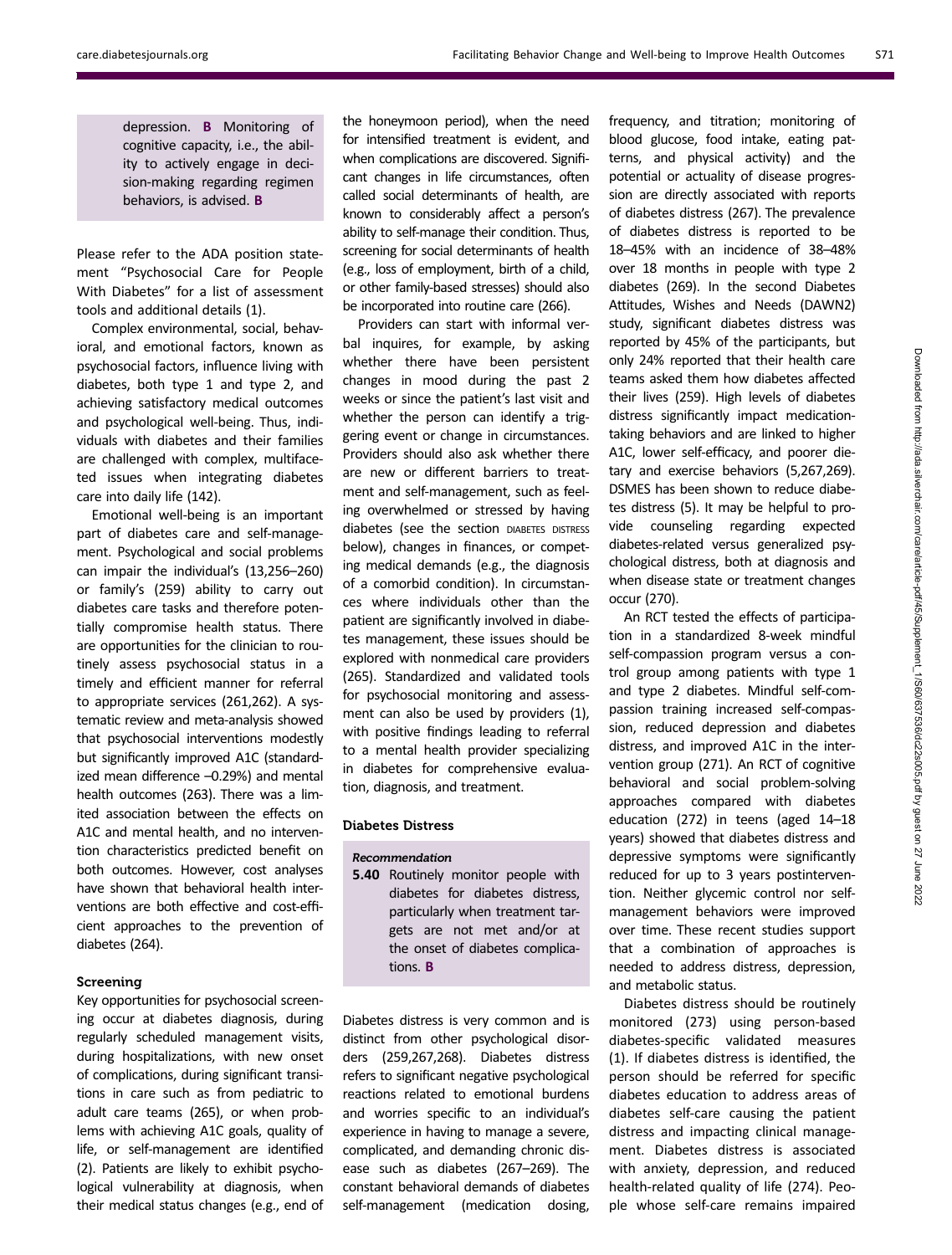depression. **B** Monitoring of cognitive capacity, i.e., the ability to actively engage in decision-making regarding regimen behaviors, is advised. **B**

Please refer to the ADA position statement "Psychosocial Care for People With Diabetes" for a list of assessment tools and additional details (1).

Complex environmental, social, behavioral, and emotional factors, known as psychosocial factors, influence living with diabetes, both type 1 and type 2, and achieving satisfactory medical outcomes and psychological well-being. Thus, individuals with diabetes and their families are challenged with complex, multifaceted issues when integrating diabetes care into daily life (142).

Emotional well-being is an important part of diabetes care and self-management. Psychological and social problems can impair the individual's (13,256–260) or family's (259) ability to carry out diabetes care tasks and therefore potentially compromise health status. There are opportunities for the clinician to routinely assess psychosocial status in a timely and efficient manner for referral to appropriate services (261,262). A systematic review and meta-analysis showed that psychosocial interventions modestly but significantly improved A1C (standardized mean difference –0.29%) and mental health outcomes (263). There was a limited association between the effects on A1C and mental health, and no intervention characteristics predicted benefit on both outcomes. However, cost analyses have shown that behavioral health interventions are both effective and cost-efficient approaches to the prevention of diabetes (264).

### Screening

Key opportunities for psychosocial screening occur at diabetes diagnosis, during regularly scheduled management visits, during hospitalizations, with new onset of complications, during significant transitions in care such as from pediatric to adult care teams (265), or when problems with achieving A1C goals, quality of life, or self-management are identified (2). Patients are likely to exhibit psychological vulnerability at diagnosis, when their medical status changes (e.g., end of the honeymoon period), when the need for intensified treatment is evident, and when complications are discovered. Significant changes in life circumstances, often called social determinants of health, are known to considerably affect a person's ability to self-manage their condition. Thus, screening for social determinants of health (e.g., loss of employment, birth of a child, or other family-based stresses) should also be incorporated into routine care (266).

Providers can start with informal verbal inquires, for example, by asking whether there have been persistent changes in mood during the past 2 weeks or since the patient's last visit and whether the person can identify a triggering event or change in circumstances. Providers should also ask whether there are new or different barriers to treatment and self-management, such as feeling overwhelmed or stressed by having diabetes (see the section DIABETES DISTRESS below), changes in finances, or competing medical demands (e.g., the diagnosis of a comorbid condition). In circumstances where individuals other than the patient are significantly involved in diabetes management, these issues should be explored with nonmedical care providers (265). Standardized and validated tools for psychosocial monitoring and assessment can also be used by providers (1), with positive findings leading to referral to a mental health provider specializing in diabetes for comprehensive evaluation, diagnosis, and treatment.

### Diabetes Distress

*Recommendation*

**5.40** Routinely monitor people with diabetes for diabetes distress, particularly when treatment targets are not met and/or at the onset of diabetes complications. **B**

Diabetes distress is very common and is distinct from other psychological disorders (259,267,268). Diabetes distress refers to significant negative psychological reactions related to emotional burdens and worries specific to an individual's experience in having to manage a severe, complicated, and demanding chronic disease such as diabetes (267–269). The constant behavioral demands of diabetes self-management (medication dosing, frequency, and titration; monitoring of blood glucose, food intake, eating patterns, and physical activity) and the potential or actuality of disease progression are directly associated with reports of diabetes distress (267). The prevalence of diabetes distress is reported to be 18–45% with an incidence of 38–48% over 18 months in people with type 2 diabetes (269). In the second Diabetes Attitudes, Wishes and Needs (DAWN2) study, significant diabetes distress was reported by 45% of the participants, but only 24% reported that their health care teams asked them how diabetes affected their lives (259). High levels of diabetes distress significantly impact medication-taking behaviors and are linked to higher A1C, lower self-efficacy, and poorer dietary and exercise behaviors (5,267,269). DSMES has been shown to reduce diabetes distress (5). It may be helpful to provide counseling regarding expected diabetes-related versus generalized psychological distress, both at diagnosis and when disease state or treatment changes occur (270).

An RCT tested the effects of participation in a standardized 8-week mindful self-compassion program versus a control group among patients with type 1 and type 2 diabetes. Mindful self-compassion training increased self-compassion, reduced depression and diabetes distress, and improved A1C in the intervention group (271). An RCT of cognitive behavioral and social problem-solving approaches compared with diabetes education (272) in teens (aged 14–18 years) showed that diabetes distress and depressive symptoms were significantly reduced for up to 3 years postintervention. Neither glycemic control nor self-management behaviors were improved over time. These recent studies support that a combination of approaches is needed to address distress, depression, and metabolic status.

Diabetes distress should be routinely monitored (273) using person-based diabetes-specific validated measures (1). If diabetes distress is identified, the person should be referred for specific diabetes education to address areas of diabetes self-care causing the patient distress and impacting clinical management. Diabetes distress is associated with anxiety, depression, and reduced health-related quality of life (274). People whose self-care remains impaired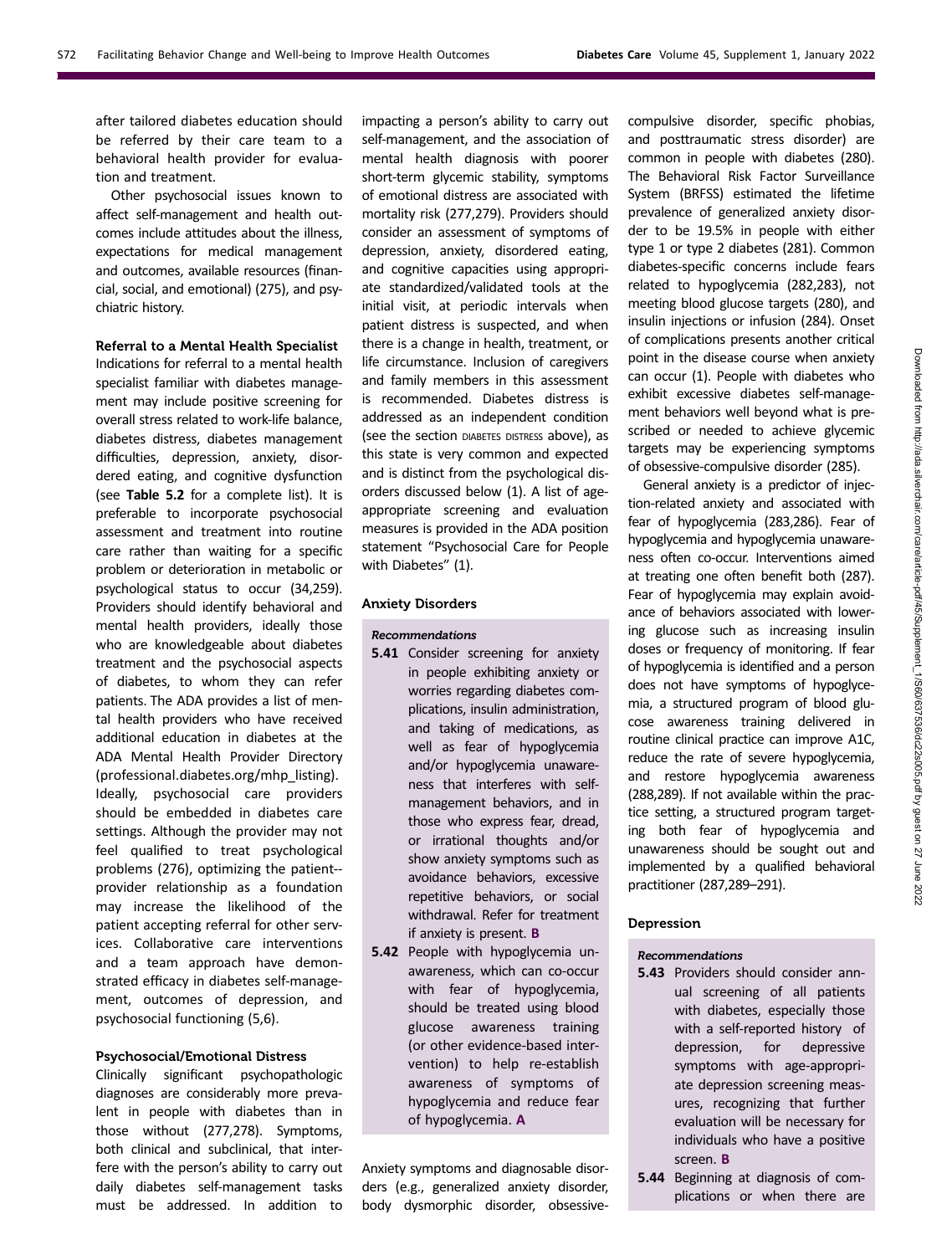after tailored diabetes education should be referred by their care team to a behavioral health provider for evaluation and treatment.

Other psychosocial issues known to affect self-management and health outcomes include attitudes about the illness, expectations for medical management and outcomes, available resources (financial, social, and emotional) (275), and psychiatric history.

#### Referral to a Mental Health Specialist

Indications for referral to a mental health specialist familiar with diabetes management may include positive screening for overall stress related to work-life balance, diabetes distress, diabetes management difficulties, depression, anxiety, disordered eating, and cognitive dysfunction (see **Table 5.2** for a complete list). It is preferable to incorporate psychosocial assessment and treatment into routine care rather than waiting for a specific problem or deterioration in metabolic or psychological status to occur (34,259). Providers should identify behavioral and mental health providers, ideally those who are knowledgeable about diabetes treatment and the psychosocial aspects of diabetes, to whom they can refer patients. The ADA provides a list of mental health providers who have received additional education in diabetes at the ADA Mental Health Provider Directory (professional.diabetes.org/mhp_listing). Ideally, psychosocial care providers should be embedded in diabetes care settings. Although the provider may not feel qualified to treat psychological problems (276), optimizing the patient–provider relationship as a foundation may increase the likelihood of the patient accepting referral for other services. Collaborative care interventions and a team approach have demonstrated efficacy in diabetes self-management, outcomes of depression, and psychosocial functioning (5,6).

#### Psychosocial/Emotional Distress

Clinically significant psychopathologic diagnoses are considerably more prevalent in people with diabetes than in those without (277,278). Symptoms, both clinical and subclinical, that interfere with the person's ability to carry out daily diabetes self-management tasks must be addressed. In addition to impacting a person's ability to carry out self-management, and the association of mental health diagnosis with poorer short-term glycemic stability, symptoms of emotional distress are associated with mortality risk (277,279). Providers should consider an assessment of symptoms of depression, anxiety, disordered eating, and cognitive capacities using appropriate standardized/validated tools at the initial visit, at periodic intervals when patient distress is suspected, and when there is a change in health, treatment, or life circumstance. Inclusion of caregivers and family members in this assessment is recommended. Diabetes distress is addressed as an independent condition (see the section DIABETES DISTRESS above), as this state is very common and expected and is distinct from the psychological disorders discussed below (1). A list of age-appropriate screening and evaluation measures is provided in the ADA position statement "Psychosocial Care for People with Diabetes" (1).

#### Anxiety Disorders

*Recommendations*

**5.41** Consider screening for anxiety in people exhibiting anxiety or worries regarding diabetes complications, insulin administration, and taking of medications, as well as fear of hypoglycemia and/or hypoglycemia unawareness that interferes with self-management behaviors, and in those who express fear, dread, or irrational thoughts and/or show anxiety symptoms such as avoidance behaviors, excessive repetitive behaviors, or social withdrawal. Refer for treatment if anxiety is present. **B**

**5.42** People with hypoglycemia unawareness, which can co-occur with fear of hypoglycemia, should be treated using blood glucose awareness training (or other evidence-based intervention) to help re-establish awareness of symptoms of hypoglycemia and reduce fear of hypoglycemia. **A**

Anxiety symptoms and diagnosable disorders (e.g., generalized anxiety disorder, body dysmorphic disorder, obsessive-compulsive disorder, specific phobias, and posttraumatic stress disorder) are common in people with diabetes (280). The Behavioral Risk Factor Surveillance System (BRFSS) estimated the lifetime prevalence of generalized anxiety disorder to be 19.5% in people with either type 1 or type 2 diabetes (281). Common diabetes-specific concerns include fears related to hypoglycemia (282,283), not meeting blood glucose targets (280), and insulin injections or infusion (284). Onset of complications presents another critical point in the disease course when anxiety can occur (1). People with diabetes who exhibit excessive diabetes self-management behaviors well beyond what is prescribed or needed to achieve glycemic targets may be experiencing symptoms of obsessive-compulsive disorder (285).

General anxiety is a predictor of injection-related anxiety and associated with fear of hypoglycemia (283,286). Fear of hypoglycemia and hypoglycemia unawareness often co-occur. Interventions aimed at treating one often benefit both (287). Fear of hypoglycemia may explain avoidance of behaviors associated with lowering glucose such as increasing insulin doses or frequency of monitoring. If fear of hypoglycemia is identified and a person does not have symptoms of hypoglycemia, a structured program of blood glucose awareness training delivered in routine clinical practice can improve A1C, reduce the rate of severe hypoglycemia, and restore hypoglycemia awareness (288,289). If not available within the practice setting, a structured program targeting both fear of hypoglycemia and unawareness should be sought out and implemented by a qualified behavioral practitioner (287,289–291).

#### Depression

*Recommendations*

**5.43** Providers should consider annual screening of all patients with diabetes, especially those with a self-reported history of depression, for depressive symptoms with age-appropriate depression screening measures, recognizing that further evaluation will be necessary for individuals who have a positive screen. **B**

**5.44** Beginning at diagnosis of complications or when there are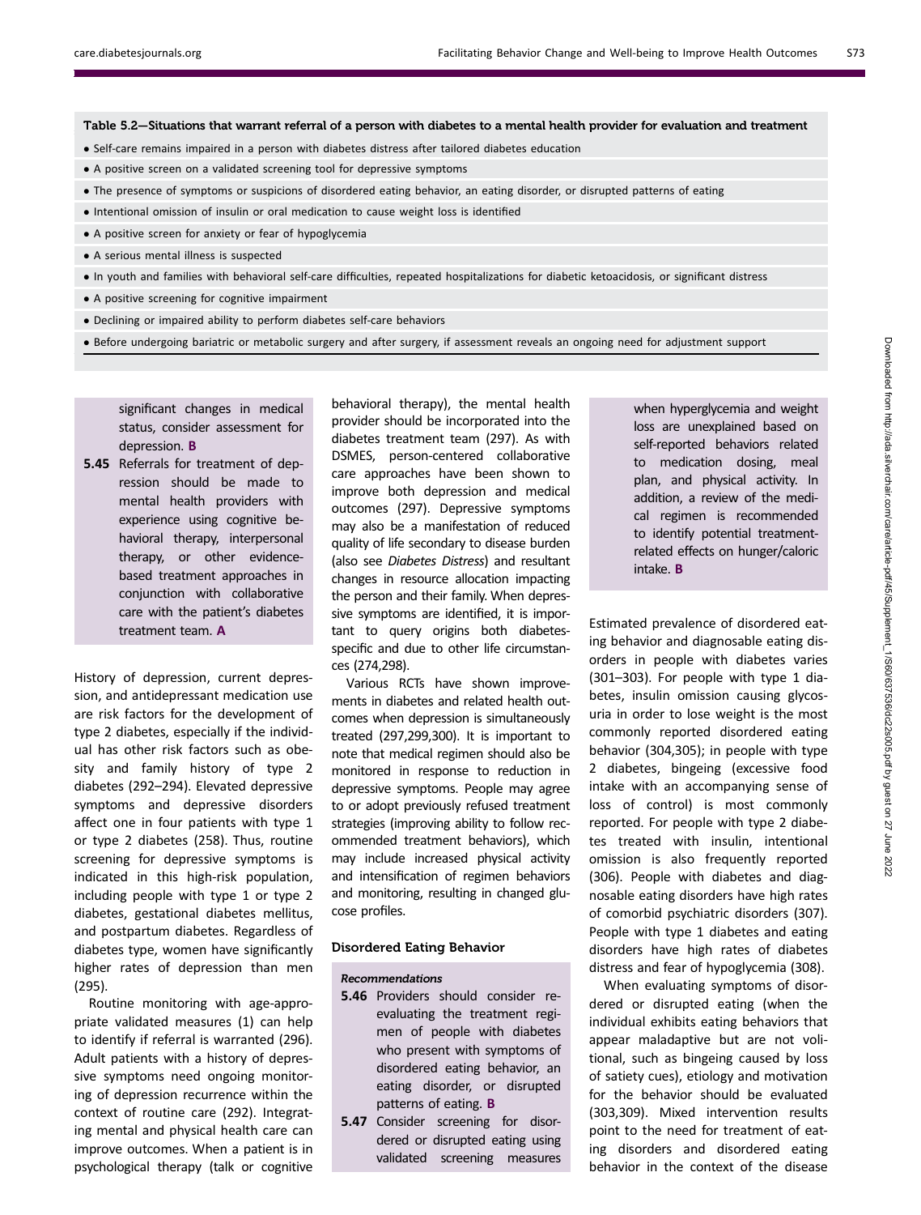**Table 5.2—Situations that warrant referral of a person with diabetes to a mental health provider for evaluation and treatment**

- Self-care remains impaired in a person with diabetes distress after tailored diabetes education
- A positive screen on a validated screening tool for depressive symptoms
- The presence of symptoms or suspicions of disordered eating behavior, an eating disorder, or disrupted patterns of eating
- Intentional omission of insulin or oral medication to cause weight loss is identified
- A positive screen for anxiety or fear of hypoglycemia
- A serious mental illness is suspected
- In youth and families with behavioral self-care difficulties, repeated hospitalizations for diabetic ketoacidosis, or significant distress
- A positive screening for cognitive impairment
- Declining or impaired ability to perform diabetes self-care behaviors
- Before undergoing bariatric or metabolic surgery and after surgery, if assessment reveals an ongoing need for adjustment support

significant changes in medical status, consider assessment for depression. **B**

**5.45** Referrals for treatment of depression should be made to mental health providers with experience using cognitive behavioral therapy, interpersonal therapy, or other evidence-based treatment approaches in conjunction with collaborative care with the patient's diabetes treatment team. **A**

History of depression, current depression, and antidepressant medication use are risk factors for the development of type 2 diabetes, especially if the individual has other risk factors such as obesity and family history of type 2 diabetes (292–294). Elevated depressive symptoms and depressive disorders affect one in four patients with type 1 or type 2 diabetes (258). Thus, routine screening for depressive symptoms is indicated in this high-risk population, including people with type 1 or type 2 diabetes, gestational diabetes mellitus, and postpartum diabetes. Regardless of diabetes type, women have significantly higher rates of depression than men (295).

Routine monitoring with age-appropriate validated measures (1) can help to identify if referral is warranted (296). Adult patients with a history of depressive symptoms need ongoing monitoring of depression recurrence within the context of routine care (292). Integrating mental and physical health care can improve outcomes. When a patient is in psychological therapy (talk or cognitive behavioral therapy), the mental health provider should be incorporated into the diabetes treatment team (297). As with DSMES, person-centered collaborative care approaches have been shown to improve both depression and medical outcomes (297). Depressive symptoms may also be a manifestation of reduced quality of life secondary to disease burden (also see *Diabetes Distress*) and resultant changes in resource allocation impacting the person and their family. When depressive symptoms are identified, it is important to query origins both diabetes-specific and due to other life circumstances (274,298).

Various RCTs have shown improvements in diabetes and related health outcomes when depression is simultaneously treated (297,299,300). It is important to note that medical regimen should also be monitored in response to reduction in depressive symptoms. People may agree to or adopt previously refused treatment strategies (improving ability to follow recommended treatment behaviors), which may include increased physical activity and intensification of regimen behaviors and monitoring, resulting in changed glucose profiles.

### Disordered Eating Behavior

***Recommendations***

**5.46** Providers should consider reevaluating the treatment regimen of people with diabetes who present with symptoms of disordered eating behavior, an eating disorder, or disrupted patterns of eating. **B**

**5.47** Consider screening for disordered or disrupted eating using validated screening measures when hyperglycemia and weight loss are unexplained based on self-reported behaviors related to medication dosing, meal plan, and physical activity. In addition, a review of the medical regimen is recommended to identify potential treatment-related effects on hunger/caloric intake. **B**

Estimated prevalence of disordered eating behavior and diagnosable eating disorders in people with diabetes varies (301–303). For people with type 1 diabetes, insulin omission causing glycosuria in order to lose weight is the most commonly reported disordered eating behavior (304,305); in people with type 2 diabetes, bingeing (excessive food intake with an accompanying sense of loss of control) is most commonly reported. For people with type 2 diabetes treated with insulin, intentional omission is also frequently reported (306). People with diabetes and diagnosable eating disorders have high rates of comorbid psychiatric disorders (307). People with type 1 diabetes and eating disorders have high rates of diabetes distress and fear of hypoglycemia (308).

When evaluating symptoms of disordered or disrupted eating (when the individual exhibits eating behaviors that appear maladaptive but are not volitional, such as bingeing caused by loss of satiety cues), etiology and motivation for the behavior should be evaluated (303,309). Mixed intervention results point to the need for treatment of eating disorders and disordered eating behavior in the context of the disease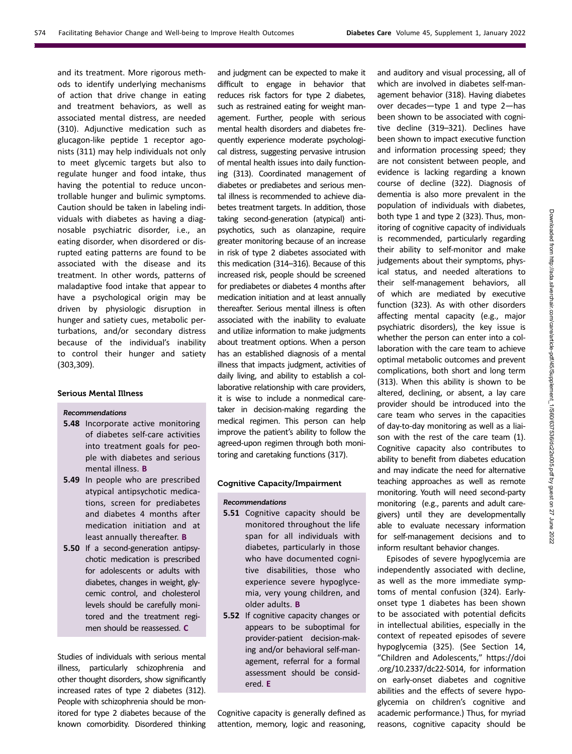and its treatment. More rigorous methods to identify underlying mechanisms of action that drive change in eating and treatment behaviors, as well as associated mental distress, are needed (310). Adjunctive medication such as glucagon-like peptide 1 receptor agonists (311) may help individuals not only to meet glycemic targets but also to regulate hunger and food intake, thus having the potential to reduce uncontrollable hunger and bulimic symptoms. Caution should be taken in labeling individuals with diabetes as having a diagnosable psychiatric disorder, i.e., an eating disorder, when disordered or disrupted eating patterns are found to be associated with the disease and its treatment. In other words, patterns of maladaptive food intake that appear to have a psychological origin may be driven by physiologic disruption in hunger and satiety cues, metabolic perturbations, and/or secondary distress because of the individual's inability to control their hunger and satiety (303,309).

### Serious Mental Illness

*Recommendations*

**5.48** Incorporate active monitoring of diabetes self-care activities into treatment goals for people with diabetes and serious mental illness. **B**

**5.49** In people who are prescribed atypical antipsychotic medications, screen for prediabetes and diabetes 4 months after medication initiation and at least annually thereafter. **B**

**5.50** If a second-generation antipsychotic medication is prescribed for adolescents or adults with diabetes, changes in weight, glycemic control, and cholesterol levels should be carefully monitored and the treatment regimen should be reassessed. **C**

Studies of individuals with serious mental illness, particularly schizophrenia and other thought disorders, show significantly increased rates of type 2 diabetes (312). People with schizophrenia should be monitored for type 2 diabetes because of the known comorbidity. Disordered thinking and judgment can be expected to make it difficult to engage in behavior that reduces risk factors for type 2 diabetes, such as restrained eating for weight management. Further, people with serious mental health disorders and diabetes frequently experience moderate psychological distress, suggesting pervasive intrusion of mental health issues into daily functioning (313). Coordinated management of diabetes or prediabetes and serious mental illness is recommended to achieve diabetes treatment targets. In addition, those taking second-generation (atypical) antipsychotics, such as olanzapine, require greater monitoring because of an increase in risk of type 2 diabetes associated with this medication (314–316). Because of this increased risk, people should be screened for prediabetes or diabetes 4 months after medication initiation and at least annually thereafter. Serious mental illness is often associated with the inability to evaluate and utilize information to make judgments about treatment options. When a person has an established diagnosis of a mental illness that impacts judgment, activities of daily living, and ability to establish a collaborative relationship with care providers, it is wise to include a nonmedical caretaker in decision-making regarding the medical regimen. This person can help improve the patient's ability to follow the agreed-upon regimen through both monitoring and caretaking functions (317).

### Cognitive Capacity/Impairment

*Recommendations*

**5.51** Cognitive capacity should be monitored throughout the life span for all individuals with diabetes, particularly in those who have documented cognitive disabilities, those who experience severe hypoglycemia, very young children, and older adults. **B**

**5.52** If cognitive capacity changes or appears to be suboptimal for provider-patient decision-making and/or behavioral self-management, referral for a formal assessment should be considered. **E**

Cognitive capacity is generally defined as attention, memory, logic and reasoning, and auditory and visual processing, all of which are involved in diabetes self-management behavior (318). Having diabetes over decades—type 1 and type 2—has been shown to be associated with cognitive decline (319–321). Declines have been shown to impact executive function and information processing speed; they are not consistent between people, and evidence is lacking regarding a known course of decline (322). Diagnosis of dementia is also more prevalent in the population of individuals with diabetes, both type 1 and type 2 (323). Thus, monitoring of cognitive capacity of individuals is recommended, particularly regarding their ability to self-monitor and make judgements about their symptoms, physical status, and needed alterations to their self-management behaviors, all of which are mediated by executive function (323). As with other disorders affecting mental capacity (e.g., major psychiatric disorders), the key issue is whether the person can enter into a collaboration with the care team to achieve optimal metabolic outcomes and prevent complications, both short and long term (313). When this ability is shown to be altered, declining, or absent, a lay care provider should be introduced into the care team who serves in the capacities of day-to-day monitoring as well as a liaison with the rest of the care team (1). Cognitive capacity also contributes to ability to benefit from diabetes education and may indicate the need for alternative teaching approaches as well as remote monitoring. Youth will need second-party monitoring (e.g., parents and adult caregivers) until they are developmentally able to evaluate necessary information for self-management decisions and to inform resultant behavior changes.

Episodes of severe hypoglycemia are independently associated with decline, as well as the more immediate symptoms of mental confusion (324). Early-onset type 1 diabetes has been shown to be associated with potential deficits in intellectual abilities, especially in the context of repeated episodes of severe hypoglycemia (325). (See Section 14, "Children and Adolescents," https://doi.org/10.2337/dc22-S014, for information on early-onset diabetes and cognitive abilities and the effects of severe hypoglycemia on children's cognitive and academic performance.) Thus, for myriad reasons, cognitive capacity should be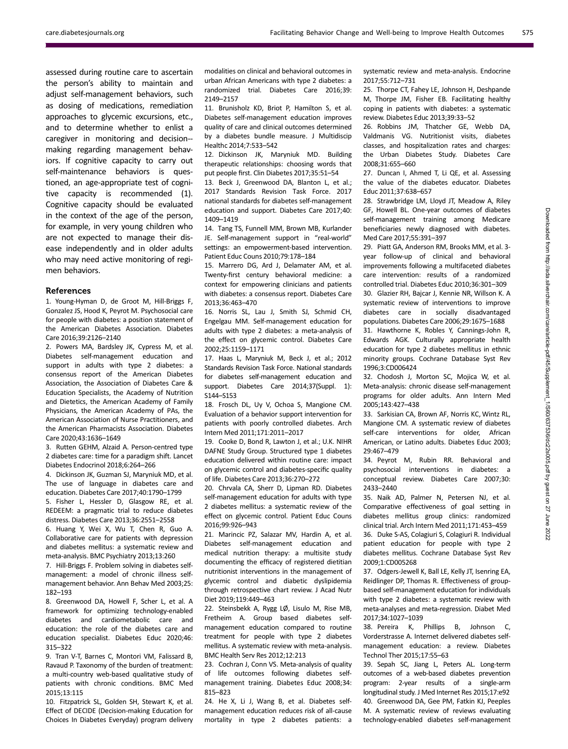assessed during routine care to ascertain the person's ability to maintain and adjust self-management behaviors, such as dosing of medications, remediation approaches to glycemic excursions, etc., and to determine whether to enlist a caregiver in monitoring and decision-making regarding management behaviors. If cognitive capacity to carry out self-maintenance behaviors is questioned, an age-appropriate test of cognitive capacity is recommended (1). Cognitive capacity should be evaluated in the context of the age of the person, for example, in very young children who are not expected to manage their disease independently and in older adults who may need active monitoring of regimen behaviors.

## References

1. Young-Hyman D, de Groot M, Hill-Briggs F, Gonzalez JS, Hood K, Peyrot M. Psychosocial care for people with diabetes: a position statement of the American Diabetes Association. Diabetes Care 2016;39:2126–2140
2. Powers MA, Bardsley JK, Cypress M, et al. Diabetes self-management education and support in adults with type 2 diabetes: a consensus report of the American Diabetes Association, the Association of Diabetes Care & Education Specialists, the Academy of Nutrition and Dietetics, the American Academy of Family Physicians, the American Academy of PAs, the American Association of Nurse Practitioners, and the American Pharmacists Association. Diabetes Care 2020;43:1636–1649
3. Rutten GEHM, Alzaid A. Person-centred type 2 diabetes care: time for a paradigm shift. Lancet Diabetes Endocrinol 2018;6:264–266
4. Dickinson JK, Guzman SJ, Maryniuk MD, et al. The use of language in diabetes care and education. Diabetes Care 2017;40:1790–1799
5. Fisher L, Hessler D, Glasgow RE, et al. REDEEM: a pragmatic trial to reduce diabetes distress. Diabetes Care 2013;36:2551–2558
6. Huang Y, Wei X, Wu T, Chen R, Guo A. Collaborative care for patients with depression and diabetes mellitus: a systematic review and meta-analysis. BMC Psychiatry 2013;13:260
7. Hill-Briggs F. Problem solving in diabetes self-management: a model of chronic illness self-management behavior. Ann Behav Med 2003;25:182–193
8. Greenwood DA, Howell F, Scher L, et al. A framework for optimizing technology-enabled diabetes and cardiometabolic care and education: the role of the diabetes care and education specialist. Diabetes Educ 2020;46:315–322
9. Tran V-T, Barnes C, Montori VM, Falissard B, Ravaud P. Taxonomy of the burden of treatment: a multi-country web-based qualitative study of patients with chronic conditions. BMC Med 2015;13:115
10. Fitzpatrick SL, Golden SH, Stewart K, et al. Effect of DECIDE (Decision-making Education for Choices In Diabetes Everyday) program delivery modalities on clinical and behavioral outcomes in urban African Americans with type 2 diabetes: a randomized trial. Diabetes Care 2016;39:2149–2157
11. Brunisholz KD, Briot P, Hamilton S, et al. Diabetes self-management education improves quality of care and clinical outcomes determined by a diabetes bundle measure. J Multidiscip Healthc 2014;7:533–542
12. Dickinson JK, Maryniuk MD. Building therapeutic relationships: choosing words that put people first. Clin Diabetes 2017;35:51–54
13. Beck J, Greenwood DA, Blanton L, et al.; 2017 Standards Revision Task Force. 2017 national standards for diabetes self-management education and support. Diabetes Care 2017;40:1409–1419
14. Tang TS, Funnell MM, Brown MB, Kurlander JE. Self-management support in "real-world" settings: an empowerment-based intervention. Patient Educ Couns 2010;79:178–184
15. Marrero DG, Ard J, Delamater AM, et al. Twenty-first century behavioral medicine: a context for empowering clinicians and patients with diabetes: a consensus report. Diabetes Care 2013;36:463–470
16. Norris SL, Lau J, Smith SJ, Schmid CH, Engelgau MM. Self-management education for adults with type 2 diabetes: a meta-analysis of the effect on glycemic control. Diabetes Care 2002;25:1159–1171
17. Haas L, Maryniuk M, Beck J, et al.; 2012 Standards Revision Task Force. National standards for diabetes self-management education and support. Diabetes Care 2014;37(Suppl. 1):S144–S153
18. Frosch DL, Uy V, Ochoa S, Mangione CM. Evaluation of a behavior support intervention for patients with poorly controlled diabetes. Arch Intern Med 2011;171:2011–2017
19. Cooke D, Bond R, Lawton J, et al.; U.K. NIHR DAFNE Study Group. Structured type 1 diabetes education delivered within routine care: impact on glycemic control and diabetes-specific quality of life. Diabetes Care 2013;36:270–272
20. Chrvala CA, Sherr D, Lipman RD. Diabetes self-management education for adults with type 2 diabetes mellitus: a systematic review of the effect on glycemic control. Patient Educ Couns 2016;99:926–943
21. Marincic PZ, Salazar MV, Hardin A, et al. Diabetes self-management education and medical nutrition therapy: a multisite study documenting the efficacy of registered dietitian nutritionist interventions in the management of glycemic control and diabetic dyslipidemia through retrospective chart review. J Acad Nutr Diet 2019;119:449–463
22. Steinsbekk A, Rygg LØ, Lisulo M, Rise MB, Fretheim A. Group based diabetes self-management education compared to routine treatment for people with type 2 diabetes mellitus. A systematic review with meta-analysis. BMC Health Serv Res 2012;12:213
23. Cochran J, Conn VS. Meta-analysis of quality of life outcomes following diabetes self-management training. Diabetes Educ 2008;34:815–823
24. He X, Li J, Wang B, et al. Diabetes self-management education reduces risk of all-cause mortality in type 2 diabetes patients: a systematic review and meta-analysis. Endocrine 2017;55:712–731
25. Thorpe CT, Fahey LE, Johnson H, Deshpande M, Thorpe JM, Fisher EB. Facilitating healthy coping in patients with diabetes: a systematic review. Diabetes Educ 2013;39:33–52
26. Robbins JM, Thatcher GE, Webb DA, Valdmanis VG. Nutritionist visits, diabetes classes, and hospitalization rates and charges: the Urban Diabetes Study. Diabetes Care 2008;31:655–660
27. Duncan I, Ahmed T, Li QE, et al. Assessing the value of the diabetes educator. Diabetes Educ 2011;37:638–657
28. Strawbridge LM, Lloyd JT, Meadow A, Riley GF, Howell BL. One-year outcomes of diabetes self-management training among Medicare beneficiaries newly diagnosed with diabetes. Med Care 2017;55:391–397
29. Piatt GA, Anderson RM, Brooks MM, et al. 3-year follow-up of clinical and behavioral improvements following a multifaceted diabetes care intervention: results of a randomized controlled trial. Diabetes Educ 2010;36:301–309
30. Glazier RH, Bajcar J, Kennie NR, Willson K. A systematic review of interventions to improve diabetes care in socially disadvantaged populations. Diabetes Care 2006;29:1675–1688
31. Hawthorne K, Robles Y, Cannings-John R, Edwards AGK. Culturally appropriate health education for type 2 diabetes mellitus in ethnic minority groups. Cochrane Database Syst Rev 1996;3:CD006424
32. Chodosh J, Morton SC, Mojica W, et al. Meta-analysis: chronic disease self-management programs for older adults. Ann Intern Med 2005;143:427–438
33. Sarkisian CA, Brown AF, Norris KC, Wintz RL, Mangione CM. A systematic review of diabetes self-care interventions for older, African American, or Latino adults. Diabetes Educ 2003;29:467–479
34. Peyrot M, Rubin RR. Behavioral and psychosocial interventions in diabetes: a conceptual review. Diabetes Care 2007;30:2433–2440
35. Naik AD, Palmer N, Petersen NJ, et al. Comparative effectiveness of goal setting in diabetes mellitus group clinics: randomized clinical trial. Arch Intern Med 2011;171:453–459
36. Duke S-AS, Colagiuri S, Colagiuri R. Individual patient education for people with type 2 diabetes mellitus. Cochrane Database Syst Rev 2009;1:CD005268
37. Odgers-Jewell K, Ball LE, Kelly JT, Isenring EA, Reidlinger DP, Thomas R. Effectiveness of group-based self-management education for individuals with type 2 diabetes: a systematic review with meta-analyses and meta-regression. Diabet Med 2017;34:1027–1039
38. Pereira K, Phillips B, Johnson C, Vorderstrasse A. Internet delivered diabetes self-management education: a review. Diabetes Technol Ther 2015;17:55–63
39. Sepah SC, Jiang L, Peters AL. Long-term outcomes of a web-based diabetes prevention program: 2-year results of a single-arm longitudinal study. J Med Internet Res 2015;17:e92
40. Greenwood DA, Gee PM, Fatkin KJ, Peeples M. A systematic review of reviews evaluating technology-enabled diabetes self-management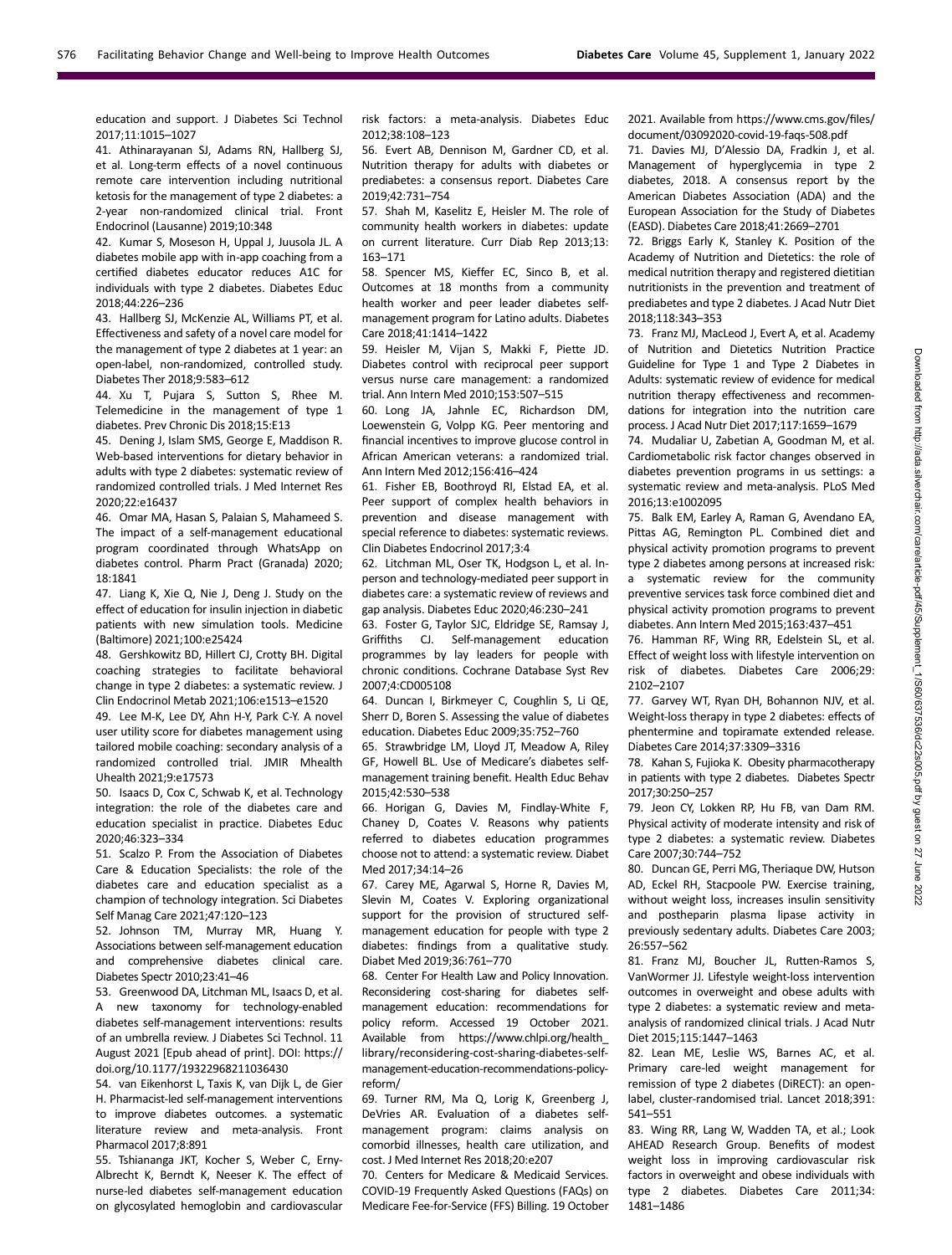education and support. J Diabetes Sci Technol 2017;11:1015–1027

41. Athinarayanan SJ, Adams RN, Hallberg SJ, et al. Long-term effects of a novel continuous remote care intervention including nutritional ketosis for the management of type 2 diabetes: a 2-year non-randomized clinical trial. Front Endocrinol (Lausanne) 2019;10:348

42. Kumar S, Moseson H, Uppal J, Juusola JL. A diabetes mobile app with in-app coaching from a certified diabetes educator reduces A1C for individuals with type 2 diabetes. Diabetes Educ 2018;44:226–236

43. Hallberg SJ, McKenzie AL, Williams PT, et al. Effectiveness and safety of a novel care model for the management of type 2 diabetes at 1 year: an open-label, non-randomized, controlled study. Diabetes Ther 2018;9:583–612

44. Xu T, Pujara S, Sutton S, Rhee M. Telemedicine in the management of type 1 diabetes. Prev Chronic Dis 2018;15:E13

45. Dening J, Islam SMS, George E, Maddison R. Web-based interventions for dietary behavior in adults with type 2 diabetes: systematic review of randomized controlled trials. J Med Internet Res 2020;22:e16437

46. Omar MA, Hasan S, Palaian S, Mahameed S. The impact of a self-management educational program coordinated through WhatsApp on diabetes control. Pharm Pract (Granada) 2020; 18:1841

47. Liang K, Xie Q, Nie J, Deng J. Study on the effect of education for insulin injection in diabetic patients with new simulation tools. Medicine (Baltimore) 2021;100:e25424

48. Gershkowitz BD, Hillert CJ, Crotty BH. Digital coaching strategies to facilitate behavioral change in type 2 diabetes: a systematic review. J Clin Endocrinol Metab 2021;106:e1513–e1520

49. Lee M-K, Lee DY, Ahn H-Y, Park C-Y. A novel user utility score for diabetes management using tailored mobile coaching: secondary analysis of a randomized controlled trial. JMIR Mhealth Uhealth 2021;9:e17573

50. Isaacs D, Cox C, Schwab K, et al. Technology integration: the role of the diabetes care and education specialist in practice. Diabetes Educ 2020;46:323–334

51. Scalzo P. From the Association of Diabetes Care & Education Specialists: the role of the diabetes care and education specialist as a champion of technology integration. Sci Diabetes Self Manag Care 2021;47:120–123

52. Johnson TM, Murray MR, Huang Y. Associations between self-management education and comprehensive diabetes clinical care. Diabetes Spectr 2010;23:41–46

53. Greenwood DA, Litchman ML, Isaacs D, et al. A new taxonomy for technology-enabled diabetes self-management interventions: results of an umbrella review. J Diabetes Sci Technol. 11 August 2021 [Epub ahead of print]. DOI: https://doi.org/10.1177/19322968211036430

54. van Eikenhorst L, Taxis K, van Dijk L, de Gier H. Pharmacist-led self-management interventions to improve diabetes outcomes. a systematic literature review and meta-analysis. Front Pharmacol 2017;8:891

55. Tshiananga JKT, Kocher S, Weber C, Erny-Albrecht K, Berndt K, Neeser K. The effect of nurse-led diabetes self-management education on glycosylated hemoglobin and cardiovascular risk factors: a meta-analysis. Diabetes Educ 2012;38:108–123

56. Evert AB, Dennison M, Gardner CD, et al. Nutrition therapy for adults with diabetes or prediabetes: a consensus report. Diabetes Care 2019;42:731–754

57. Shah M, Kaselitz E, Heisler M. The role of community health workers in diabetes: update on current literature. Curr Diab Rep 2013;13: 163–171

58. Spencer MS, Kieffer EC, Sinco B, et al. Outcomes at 18 months from a community health worker and peer leader diabetes self-management program for Latino adults. Diabetes Care 2018;41:1414–1422

59. Heisler M, Vijan S, Makki F, Piette JD. Diabetes control with reciprocal peer support versus nurse care management: a randomized trial. Ann Intern Med 2010;153:507–515

60. Long JA, Jahnle EC, Richardson DM, Loewenstein G, Volpp KG. Peer mentoring and financial incentives to improve glucose control in African American veterans: a randomized trial. Ann Intern Med 2012;156:416–424

61. Fisher EB, Boothroyd RI, Elstad EA, et al. Peer support of complex health behaviors in prevention and disease management with special reference to diabetes: systematic reviews. Clin Diabetes Endocrinol 2017;3:4

62. Litchman ML, Oser TK, Hodgson L, et al. In-person and technology-mediated peer support in diabetes care: a systematic review of reviews and gap analysis. Diabetes Educ 2020;46:230–241

63. Foster G, Taylor SJC, Eldridge SE, Ramsay J, Griffiths CJ. Self-management education programmes by lay leaders for people with chronic conditions. Cochrane Database Syst Rev 2007;4:CD005108

64. Duncan I, Birkmeyer C, Coughlin S, Li QE, Sherr D, Boren S. Assessing the value of diabetes education. Diabetes Educ 2009;35:752–760

65. Strawbridge LM, Lloyd JT, Meadow A, Riley GF, Howell BL. Use of Medicare's diabetes self-management training benefit. Health Educ Behav 2015;42:530–538

66. Horigan G, Davies M, Findlay-White F, Chaney D, Coates V. Reasons why patients referred to diabetes education programmes choose not to attend: a systematic review. Diabet Med 2017;34:14–26

67. Carey ME, Agarwal S, Horne R, Davies M, Slevin M, Coates V. Exploring organizational support for the provision of structured self-management education for people with type 2 diabetes: findings from a qualitative study. Diabet Med 2019;36:761–770

68. Center For Health Law and Policy Innovation. Reconsidering cost-sharing for diabetes self-management education: recommendations for policy reform. Accessed 19 October 2021. Available from https://www.chlpi.org/health_library/reconsidering-cost-sharing-diabetes-self-management-education-recommendations-policy-reform/

69. Turner RM, Ma Q, Lorig K, Greenberg J, DeVries AR. Evaluation of a diabetes self-management program: claims analysis on comorbid illnesses, health care utilization, and cost. J Med Internet Res 2018;20:e207

70. Centers for Medicare & Medicaid Services. COVID-19 Frequently Asked Questions (FAQs) on Medicare Fee-for-Service (FFS) Billing. 19 October 2021. Available from https://www.cms.gov/files/document/03092020-covid-19-faqs-508.pdf

71. Davies MJ, D'Alessio DA, Fradkin J, et al. Management of hyperglycemia in type 2 diabetes, 2018. A consensus report by the American Diabetes Association (ADA) and the European Association for the Study of Diabetes (EASD). Diabetes Care 2018;41:2669–2701

72. Briggs Early K, Stanley K. Position of the Academy of Nutrition and Dietetics: the role of medical nutrition therapy and registered dietitian nutritionists in the prevention and treatment of prediabetes and type 2 diabetes. J Acad Nutr Diet 2018;118:343–353

73. Franz MJ, MacLeod J, Evert A, et al. Academy of Nutrition and Dietetics Nutrition Practice Guideline for Type 1 and Type 2 Diabetes in Adults: systematic review of evidence for medical nutrition therapy effectiveness and recommendations for integration into the nutrition care process. J Acad Nutr Diet 2017;117:1659–1679

74. Mudaliar U, Zabetian A, Goodman M, et al. Cardiometabolic risk factor changes observed in diabetes prevention programs in us settings: a systematic review and meta-analysis. PLoS Med 2016;13:e1002095

75. Balk EM, Earley A, Raman G, Avendano EA, Pittas AG, Remington PL. Combined diet and physical activity promotion programs to prevent type 2 diabetes among persons at increased risk: a systematic review for the community preventive services task force combined diet and physical activity promotion programs to prevent diabetes. Ann Intern Med 2015;163:437–451

76. Hamman RF, Wing RR, Edelstein SL, et al. Effect of weight loss with lifestyle intervention on risk of diabetes. Diabetes Care 2006;29: 2102–2107

77. Garvey WT, Ryan DH, Bohannon NJV, et al. Weight-loss therapy in type 2 diabetes: effects of phentermine and topiramate extended release. Diabetes Care 2014;37:3309–3316

78. Kahan S, Fujioka K. Obesity pharmacotherapy in patients with type 2 diabetes. Diabetes Spectr 2017;30:250–257

79. Jeon CY, Lokken RP, Hu FB, van Dam RM. Physical activity of moderate intensity and risk of type 2 diabetes: a systematic review. Diabetes Care 2007;30:744–752

80. Duncan GE, Perri MG, Theriaque DW, Hutson AD, Eckel RH, Stacpoole PW. Exercise training, without weight loss, increases insulin sensitivity and postheparin plasma lipase activity in previously sedentary adults. Diabetes Care 2003; 26:557–562

81. Franz MJ, Boucher JL, Rutten-Ramos S, VanWormer JJ. Lifestyle weight-loss intervention outcomes in overweight and obese adults with type 2 diabetes: a systematic review and meta-analysis of randomized clinical trials. J Acad Nutr Diet 2015;115:1447–1463

82. Lean ME, Leslie WS, Barnes AC, et al. Primary care-led weight management for remission of type 2 diabetes (DiRECT): an open-label, cluster-randomised trial. Lancet 2018;391: 541–551

83. Wing RR, Lang W, Wadden TA, et al.; Look AHEAD Research Group. Benefits of modest weight loss in improving cardiovascular risk factors in overweight and obese individuals with type 2 diabetes. Diabetes Care 2011;34: 1481–1486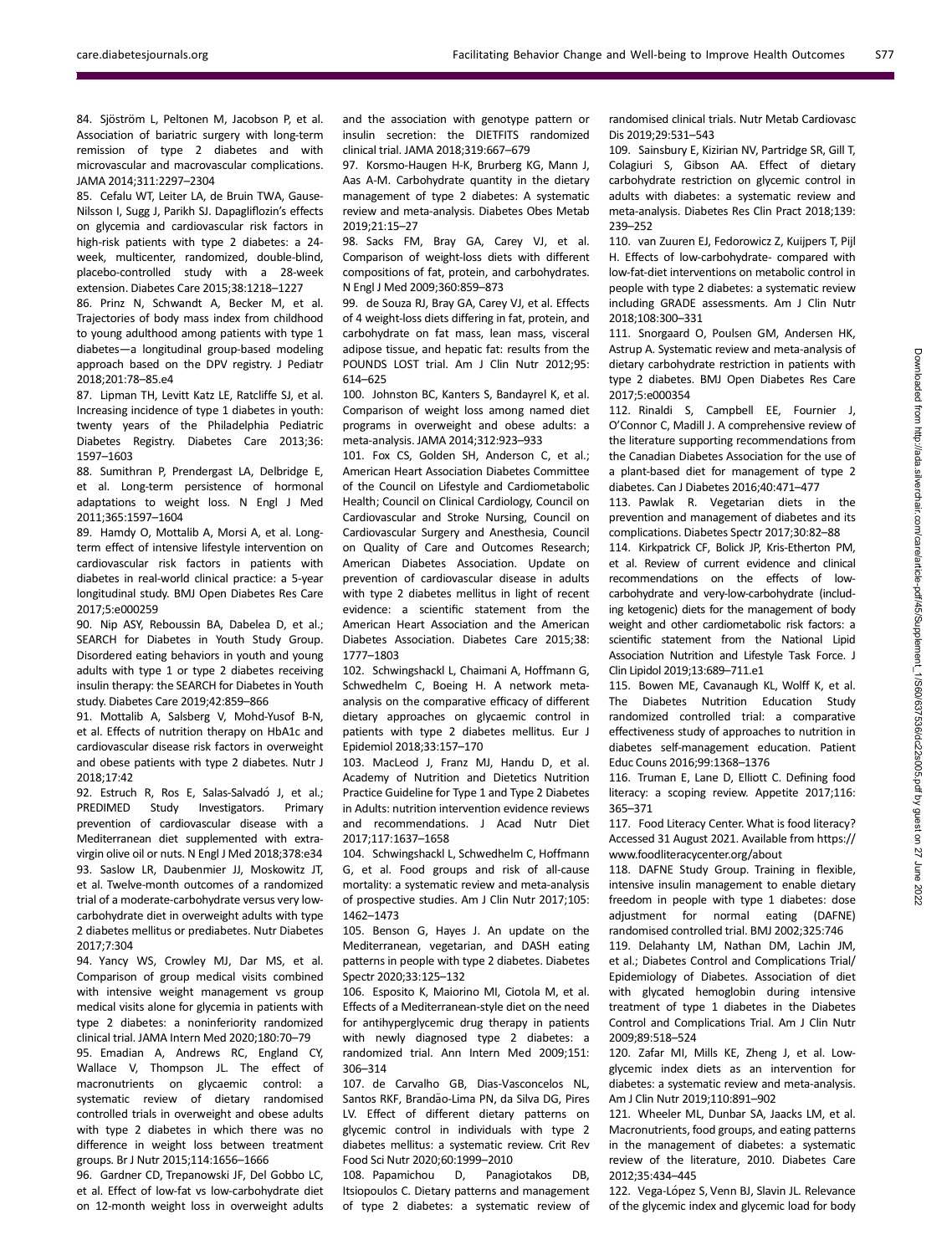84. Sjöström L, Peltonen M, Jacobson P, et al. Association of bariatric surgery with long-term remission of type 2 diabetes and with microvascular and macrovascular complications. JAMA 2014;311:2297–2304

85. Cefalu WT, Leiter LA, de Bruin TWA, Gause-Nilsson I, Sugg J, Parikh SJ. Dapagliflozin's effects on glycemia and cardiovascular risk factors in high-risk patients with type 2 diabetes: a 24-week, multicenter, randomized, double-blind, placebo-controlled study with a 28-week extension. Diabetes Care 2015;38:1218–1227

86. Prinz N, Schwandt A, Becker M, et al. Trajectories of body mass index from childhood to young adulthood among patients with type 1 diabetes—a longitudinal group-based modeling approach based on the DPV registry. J Pediatr 2018;201:78–85.e4

87. Lipman TH, Levitt Katz LE, Ratcliffe SJ, et al. Increasing incidence of type 1 diabetes in youth: twenty years of the Philadelphia Pediatric Diabetes Registry. Diabetes Care 2013;36:1597–1603

88. Sumithran P, Prendergast LA, Delbridge E, et al. Long-term persistence of hormonal adaptations to weight loss. N Engl J Med 2011;365:1597–1604

89. Hamdy O, Mottalib A, Morsi A, et al. Long-term effect of intensive lifestyle intervention on cardiovascular risk factors in patients with diabetes in real-world clinical practice: a 5-year longitudinal study. BMJ Open Diabetes Res Care 2017;5:e000259

90. Nip ASY, Reboussin BA, Dabelea D, et al.; SEARCH for Diabetes in Youth Study Group. Disordered eating behaviors in youth and young adults with type 1 or type 2 diabetes receiving insulin therapy: the SEARCH for Diabetes in Youth study. Diabetes Care 2019;42:859–866

91. Mottalib A, Salsberg V, Mohd-Yusof B-N, et al. Effects of nutrition therapy on HbA1c and cardiovascular disease risk factors in overweight and obese patients with type 2 diabetes. Nutr J 2018;17:42

92. Estruch R, Ros E, Salas-Salvadó J, et al.; PREDIMED Study Investigators. Primary prevention of cardiovascular disease with a Mediterranean diet supplemented with extra-virgin olive oil or nuts. N Engl J Med 2018;378:e34

93. Saslow LR, Daubenmier JJ, Moskowitz JT, et al. Twelve-month outcomes of a randomized trial of a moderate-carbohydrate versus very low-carbohydrate diet in overweight adults with type 2 diabetes mellitus or prediabetes. Nutr Diabetes 2017;7:304

94. Yancy WS, Crowley MJ, Dar MS, et al. Comparison of group medical visits combined with intensive weight management vs group medical visits alone for glycemia in patients with type 2 diabetes: a noninferiority randomized clinical trial. JAMA Intern Med 2020;180:70–79

95. Emadian A, Andrews RC, England CY, Wallace V, Thompson JL. The effect of macronutrients on glycaemic control: a systematic review of dietary randomised controlled trials in overweight and obese adults with type 2 diabetes in which there was no difference in weight loss between treatment groups. Br J Nutr 2015;114:1656–1666

96. Gardner CD, Trepanowski JF, Del Gobbo LC, et al. Effect of low-fat vs low-carbohydrate diet on 12-month weight loss in overweight adults and the association with genotype pattern or insulin secretion: the DIETFITS randomized clinical trial. JAMA 2018;319:667–679

97. Korsmo-Haugen H-K, Brurberg KG, Mann J, Aas A-M. Carbohydrate quantity in the dietary management of type 2 diabetes: A systematic review and meta-analysis. Diabetes Obes Metab 2019;21:15–27

98. Sacks FM, Bray GA, Carey VJ, et al. Comparison of weight-loss diets with different compositions of fat, protein, and carbohydrates. N Engl J Med 2009;360:859–873

99. de Souza RJ, Bray GA, Carey VJ, et al. Effects of 4 weight-loss diets differing in fat, protein, and carbohydrate on fat mass, lean mass, visceral adipose tissue, and hepatic fat: results from the POUNDS LOST trial. Am J Clin Nutr 2012;95:614–625

100. Johnston BC, Kanters S, Bandayrel K, et al. Comparison of weight loss among named diet programs in overweight and obese adults: a meta-analysis. JAMA 2014;312:923–933

101. Fox CS, Golden SH, Anderson C, et al.; American Heart Association Diabetes Committee of the Council on Lifestyle and Cardiometabolic Health; Council on Clinical Cardiology, Council on Cardiovascular and Stroke Nursing, Council on Cardiovascular Surgery and Anesthesia, Council on Quality of Care and Outcomes Research; American Diabetes Association. Update on prevention of cardiovascular disease in adults with type 2 diabetes mellitus in light of recent evidence: a scientific statement from the American Heart Association and the American Diabetes Association. Diabetes Care 2015;38:1777–1803

102. Schwingshackl L, Chaimani A, Hoffmann G, Schwedhelm C, Boeing H. A network meta-analysis on the comparative efficacy of different dietary approaches on glycaemic control in patients with type 2 diabetes mellitus. Eur J Epidemiol 2018;33:157–170

103. MacLeod J, Franz MJ, Handu D, et al. Academy of Nutrition and Dietetics Nutrition Practice Guideline for Type 1 and Type 2 Diabetes in Adults: nutrition intervention evidence reviews and recommendations. J Acad Nutr Diet 2017;117:1637–1658

104. Schwingshackl L, Schwedhelm C, Hoffmann G, et al. Food groups and risk of all-cause mortality: a systematic review and meta-analysis of prospective studies. Am J Clin Nutr 2017;105:1462–1473

105. Benson G, Hayes J. An update on the Mediterranean, vegetarian, and DASH eating patterns in people with type 2 diabetes. Diabetes Spectr 2020;33:125–132

106. Esposito K, Maiorino MI, Ciotola M, et al. Effects of a Mediterranean-style diet on the need for antihyperglycemic drug therapy in patients with newly diagnosed type 2 diabetes: a randomized trial. Ann Intern Med 2009;151:306–314

107. de Carvalho GB, Dias-Vasconcelos NL, Santos RKF, Brandão-Lima PN, da Silva DG, Pires LV. Effect of different dietary patterns on glycemic control in individuals with type 2 diabetes mellitus: a systematic review. Crit Rev Food Sci Nutr 2020;60:1999–2010

108. Papamichou D, Panagiotakos DB, Itsiopoulos C. Dietary patterns and management of type 2 diabetes: a systematic review of randomised clinical trials. Nutr Metab Cardiovasc Dis 2019;29:531–543

109. Sainsbury E, Kizirian NV, Partridge SR, Gill T, Colagiuri S, Gibson AA. Effect of dietary carbohydrate restriction on glycemic control in adults with diabetes: a systematic review and meta-analysis. Diabetes Res Clin Pract 2018;139:239–252

110. van Zuuren EJ, Fedorowicz Z, Kuijpers T, Pijl H. Effects of low-carbohydrate- compared with low-fat-diet interventions on metabolic control in people with type 2 diabetes: a systematic review including GRADE assessments. Am J Clin Nutr 2018;108:300–331

111. Snorgaard O, Poulsen GM, Andersen HK, Astrup A. Systematic review and meta-analysis of dietary carbohydrate restriction in patients with type 2 diabetes. BMJ Open Diabetes Res Care 2017;5:e000354

112. Rinaldi S, Campbell EE, Fournier J, O'Connor C, Madill J. A comprehensive review of the literature supporting recommendations from the Canadian Diabetes Association for the use of a plant-based diet for management of type 2 diabetes. Can J Diabetes 2016;40:471–477

113. Pawlak R. Vegetarian diets in the prevention and management of diabetes and its complications. Diabetes Spectr 2017;30:82–88

114. Kirkpatrick CF, Bolick JP, Kris-Etherton PM, et al. Review of current evidence and clinical recommendations on the effects of low-carbohydrate and very-low-carbohydrate (including ketogenic) diets for the management of body weight and other cardiometabolic risk factors: a scientific statement from the National Lipid Association Nutrition and Lifestyle Task Force. J Clin Lipidol 2019;13:689–711.e1

115. Bowen ME, Cavanaugh KL, Wolff K, et al. The Diabetes Nutrition Education Study randomized controlled trial: a comparative effectiveness study of approaches to nutrition in diabetes self-management education. Patient Educ Couns 2016;99:1368–1376

116. Truman E, Lane D, Elliott C. Defining food literacy: a scoping review. Appetite 2017;116:365–371

117. Food Literacy Center. What is food literacy? Accessed 31 August 2021. Available from https://www.foodliteracycenter.org/about

118. DAFNE Study Group. Training in flexible, intensive insulin management to enable dietary freedom in people with type 1 diabetes: dose adjustment for normal eating (DAFNE) randomised controlled trial. BMJ 2002;325:746

119. Delahanty LM, Nathan DM, Lachin JM, et al.; Diabetes Control and Complications Trial/Epidemiology of Diabetes. Association of diet with glycated hemoglobin during intensive treatment of type 1 diabetes in the Diabetes Control and Complications Trial. Am J Clin Nutr 2009;89:518–524

120. Zafar MI, Mills KE, Zheng J, et al. Low-glycemic index diets as an intervention for diabetes: a systematic review and meta-analysis. Am J Clin Nutr 2019;110:891–902

121. Wheeler ML, Dunbar SA, Jaacks LM, et al. Macronutrients, food groups, and eating patterns in the management of diabetes: a systematic review of the literature, 2010. Diabetes Care 2012;35:434–445

122. Vega-López S, Venn BJ, Slavin JL. Relevance of the glycemic index and glycemic load for body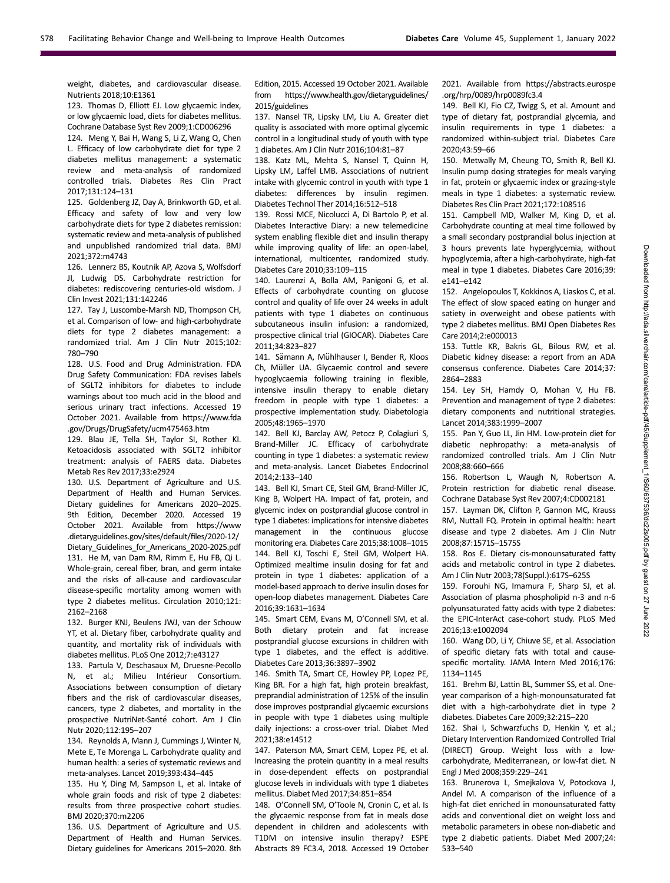weight, diabetes, and cardiovascular disease. Nutrients 2018;10:E1361

123. Thomas D, Elliott EJ. Low glycaemic index, or low glycaemic load, diets for diabetes mellitus. Cochrane Database Syst Rev 2009;1:CD006296

124. Meng Y, Bai H, Wang S, Li Z, Wang Q, Chen L. Efficacy of low carbohydrate diet for type 2 diabetes mellitus management: a systematic review and meta-analysis of randomized controlled trials. Diabetes Res Clin Pract 2017;131:124–131

125. Goldenberg JZ, Day A, Brinkworth GD, et al. Efficacy and safety of low and very low carbohydrate diets for type 2 diabetes remission: systematic review and meta-analysis of published and unpublished randomized trial data. BMJ 2021;372:m4743

126. Lennerz BS, Koutnik AP, Azova S, Wolfsdorf JI, Ludwig DS. Carbohydrate restriction for diabetes: rediscovering centuries-old wisdom. J Clin Invest 2021;131:142246

127. Tay J, Luscombe-Marsh ND, Thompson CH, et al. Comparison of low- and high-carbohydrate diets for type 2 diabetes management: a randomized trial. Am J Clin Nutr 2015;102: 780–790

128. U.S. Food and Drug Administration. FDA Drug Safety Communication: FDA revises labels of SGLT2 inhibitors for diabetes to include warnings about too much acid in the blood and serious urinary tract infections. Accessed 19 October 2021. Available from https://www.fda.gov/Drugs/DrugSafety/ucm475463.htm

129. Blau JE, Tella SH, Taylor SI, Rother KI. Ketoacidosis associated with SGLT2 inhibitor treatment: analysis of FAERS data. Diabetes Metab Res Rev 2017;33:e2924

130. U.S. Department of Agriculture and U.S. Department of Health and Human Services. Dietary guidelines for Americans 2020–2025. 9th Edition, December 2020. Accessed 19 October 2021. Available from https://www.dietaryguidelines.gov/sites/default/files/2020-12/Dietary_Guidelines_for_Americans_2020-2025.pdf

131. He M, van Dam RM, Rimm E, Hu FB, Qi L. Whole-grain, cereal fiber, bran, and germ intake and the risks of all-cause and cardiovascular disease-specific mortality among women with type 2 diabetes mellitus. Circulation 2010;121: 2162–2168

132. Burger KNJ, Beulens JWJ, van der Schouw YT, et al. Dietary fiber, carbohydrate quality and quantity, and mortality risk of individuals with diabetes mellitus. PLoS One 2012;7:e43127

133. Partula V, Deschasaux M, Druesne-Pecollo N, et al.; Milieu Intérieur Consortium. Associations between consumption of dietary fibers and the risk of cardiovascular diseases, cancers, type 2 diabetes, and mortality in the prospective NutriNet-Santé cohort. Am J Clin Nutr 2020;112:195–207

134. Reynolds A, Mann J, Cummings J, Winter N, Mete E, Te Morenga L. Carbohydrate quality and human health: a series of systematic reviews and meta-analyses. Lancet 2019;393:434–445

135. Hu Y, Ding M, Sampson L, et al. Intake of whole grain foods and risk of type 2 diabetes: results from three prospective cohort studies. BMJ 2020;370:m2206

136. U.S. Department of Agriculture and U.S. Department of Health and Human Services. Dietary guidelines for Americans 2015–2020. 8th Edition, 2015. Accessed 19 October 2021. Available from https://www.health.gov/dietaryguidelines/2015/guidelines

137. Nansel TR, Lipsky LM, Liu A. Greater diet quality is associated with more optimal glycemic control in a longitudinal study of youth with type 1 diabetes. Am J Clin Nutr 2016;104:81–87

138. Katz ML, Mehta S, Nansel T, Quinn H, Lipsky LM, Laffel LMB. Associations of nutrient intake with glycemic control in youth with type 1 diabetes: differences by insulin regimen. Diabetes Technol Ther 2014;16:512–518

139. Rossi MCE, Nicolucci A, Di Bartolo P, et al. Diabetes Interactive Diary: a new telemedicine system enabling flexible diet and insulin therapy while improving quality of life: an open-label, international, multicenter, randomized study. Diabetes Care 2010;33:109–115

140. Laurenzi A, Bolla AM, Panigoni G, et al. Effects of carbohydrate counting on glucose control and quality of life over 24 weeks in adult patients with type 1 diabetes on continuous subcutaneous insulin infusion: a randomized, prospective clinical trial (GIOCAR). Diabetes Care 2011;34:823–827

141. Sämann A, Mühlhauser I, Bender R, Kloos Ch, Müller UA. Glycaemic control and severe hypoglycaemia following training in flexible, intensive insulin therapy to enable dietary freedom in people with type 1 diabetes: a prospective implementation study. Diabetologia 2005;48:1965–1970

142. Bell KJ, Barclay AW, Petocz P, Colagiuri S, Brand-Miller JC. Efficacy of carbohydrate counting in type 1 diabetes: a systematic review and meta-analysis. Lancet Diabetes Endocrinol 2014;2:133–140

143. Bell KJ, Smart CE, Steil GM, Brand-Miller JC, King B, Wolpert HA. Impact of fat, protein, and glycemic index on postprandial glucose control in type 1 diabetes: implications for intensive diabetes management in the continuous glucose monitoring era. Diabetes Care 2015;38:1008–1015

144. Bell KJ, Toschi E, Steil GM, Wolpert HA. Optimized mealtime insulin dosing for fat and protein in type 1 diabetes: application of a model-based approach to derive insulin doses for open-loop diabetes management. Diabetes Care 2016;39:1631–1634

145. Smart CEM, Evans M, O'Connell SM, et al. Both dietary protein and fat increase postprandial glucose excursions in children with type 1 diabetes, and the effect is additive. Diabetes Care 2013;36:3897–3902

146. Smith TA, Smart CE, Howley PP, Lopez PE, King BR. For a high fat, high protein breakfast, preprandial administration of 125% of the insulin dose improves postprandial glycaemic excursions in people with type 1 diabetes using multiple daily injections: a cross-over trial. Diabet Med 2021;38:e14512

147. Paterson MA, Smart CEM, Lopez PE, et al. Increasing the protein quantity in a meal results in dose-dependent effects on postprandial glucose levels in individuals with type 1 diabetes mellitus. Diabet Med 2017;34:851–854

148. O'Connell SM, O'Toole N, Cronin C, et al. Is the glycaemic response from fat in meals dose dependent in children and adolescents with T1DM on intensive insulin therapy? ESPE Abstracts 89 FC3.4, 2018. Accessed 19 October 2021. Available from https://abstracts.eurospe.org/hrp/0089/hrp0089fc3.4

149. Bell KJ, Fio CZ, Twigg S, et al. Amount and type of dietary fat, postprandial glycemia, and insulin requirements in type 1 diabetes: a randomized within-subject trial. Diabetes Care 2020;43:59–66

150. Metwally M, Cheung TO, Smith R, Bell KJ. Insulin pump dosing strategies for meals varying in fat, protein or glycaemic index or grazing-style meals in type 1 diabetes: a systematic review. Diabetes Res Clin Pract 2021;172:108516

151. Campbell MD, Walker M, King D, et al. Carbohydrate counting at meal time followed by a small secondary postprandial bolus injection at 3 hours prevents late hyperglycemia, without hypoglycemia, after a high-carbohydrate, high-fat meal in type 1 diabetes. Diabetes Care 2016;39: e141–e142

152. Angelopoulos T, Kokkinos A, Liaskos C, et al. The effect of slow spaced eating on hunger and satiety in overweight and obese patients with type 2 diabetes mellitus. BMJ Open Diabetes Res Care 2014;2:e000013

153. Tuttle KR, Bakris GL, Bilous RW, et al. Diabetic kidney disease: a report from an ADA consensus conference. Diabetes Care 2014;37: 2864–2883

154. Ley SH, Hamdy O, Mohan V, Hu FB. Prevention and management of type 2 diabetes: dietary components and nutritional strategies. Lancet 2014;383:1999–2007

155. Pan Y, Guo LL, Jin HM. Low-protein diet for diabetic nephropathy: a meta-analysis of randomized controlled trials. Am J Clin Nutr 2008;88:660–666

156. Robertson L, Waugh N, Robertson A. Protein restriction for diabetic renal disease. Cochrane Database Syst Rev 2007;4:CD002181

157. Layman DK, Clifton P, Gannon MC, Krauss RM, Nuttall FQ. Protein in optimal health: heart disease and type 2 diabetes. Am J Clin Nutr 2008;87:1571S–1575S

158. Ros E. Dietary cis-monounsaturated fatty acids and metabolic control in type 2 diabetes. Am J Clin Nutr 2003;78(Suppl.):617S–625S

159. Forouhi NG, Imamura F, Sharp SJ, et al. Association of plasma phospholipid n-3 and n-6 polyunsaturated fatty acids with type 2 diabetes: the EPIC-InterAct case-cohort study. PLoS Med 2016;13:e1002094

160. Wang DD, Li Y, Chiuve SE, et al. Association of specific dietary fats with total and cause-specific mortality. JAMA Intern Med 2016;176: 1134–1145

161. Brehm BJ, Lattin BL, Summer SS, et al. One-year comparison of a high-monounsaturated fat diet with a high-carbohydrate diet in type 2 diabetes. Diabetes Care 2009;32:215–220

162. Shai I, Schwarzfuchs D, Henkin Y, et al.; Dietary Intervention Randomized Controlled Trial (DIRECT) Group. Weight loss with a low-carbohydrate, Mediterranean, or low-fat diet. N Engl J Med 2008;359:229–241

163. Brunerova L, Smejkalova V, Potockova J, Andel M. A comparison of the influence of a high-fat diet enriched in monounsaturated fatty acids and conventional diet on weight loss and metabolic parameters in obese non-diabetic and type 2 diabetic patients. Diabet Med 2007;24: 533–540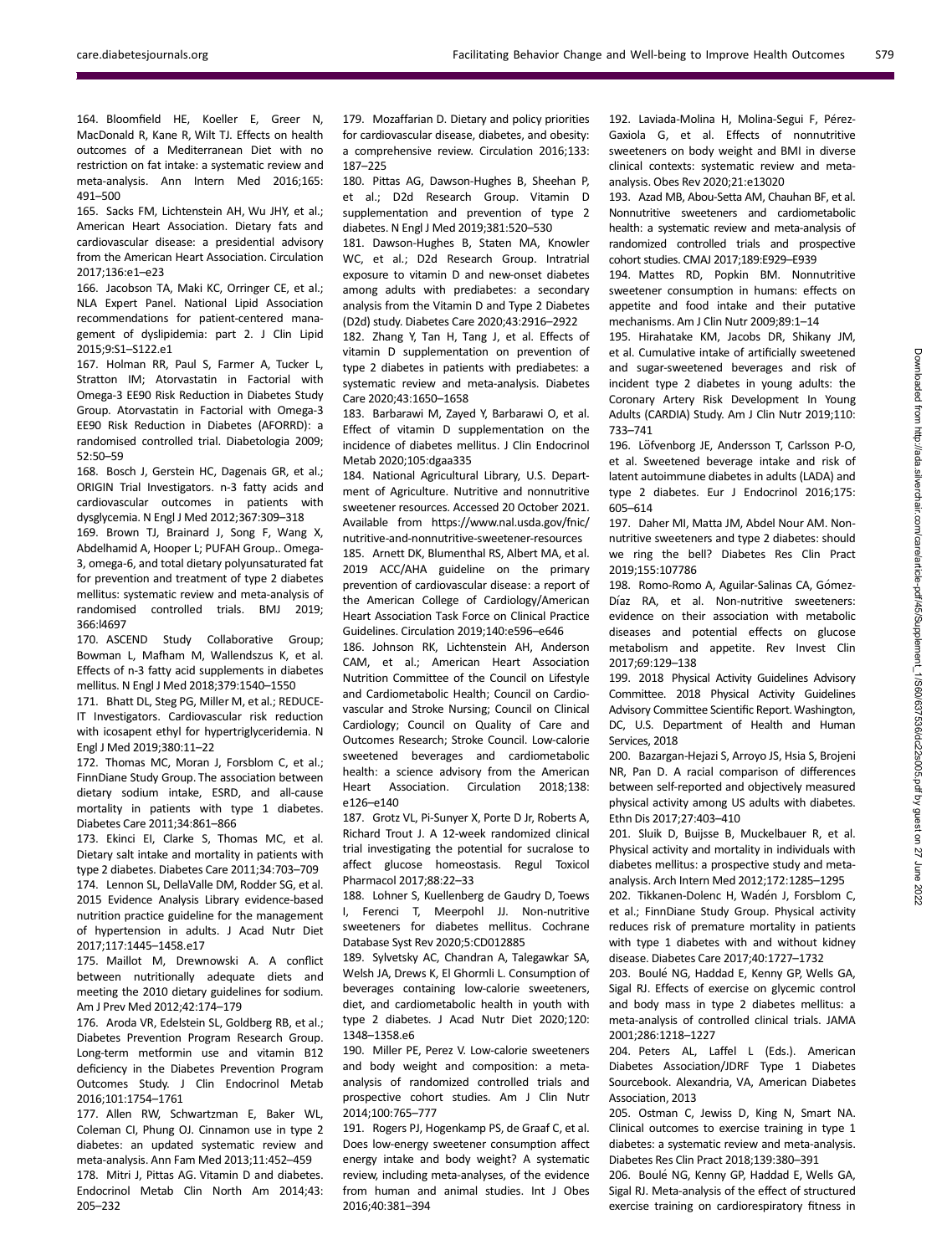164. Bloomfield HE, Koeller E, Greer N, MacDonald R, Kane R, Wilt TJ. Effects on health outcomes of a Mediterranean Diet with no restriction on fat intake: a systematic review and meta-analysis. Ann Intern Med 2016;165:491–500

165. Sacks FM, Lichtenstein AH, Wu JHY, et al.; American Heart Association. Dietary fats and cardiovascular disease: a presidential advisory from the American Heart Association. Circulation 2017;136:e1–e23

166. Jacobson TA, Maki KC, Orringer CE, et al.; NLA Expert Panel. National Lipid Association recommendations for patient-centered management of dyslipidemia: part 2. J Clin Lipid 2015;9:S1–S122.e1

167. Holman RR, Paul S, Farmer A, Tucker L, Stratton IM; Atorvastatin in Factorial with Omega-3 EE90 Risk Reduction in Diabetes Study Group. Atorvastatin in Factorial with Omega-3 EE90 Risk Reduction in Diabetes (AFORRD): a randomised controlled trial. Diabetologia 2009;52:50–59

168. Bosch J, Gerstein HC, Dagenais GR, et al.; ORIGIN Trial Investigators. n-3 fatty acids and cardiovascular outcomes in patients with dysglycemia. N Engl J Med 2012;367:309–318

169. Brown TJ, Brainard J, Song F, Wang X, Abdelhamid A, Hooper L; PUFAH Group.. Omega-3, omega-6, and total dietary polyunsaturated fat for prevention and treatment of type 2 diabetes mellitus: systematic review and meta-analysis of randomised controlled trials. BMJ 2019;366:l4697

170. ASCEND Study Collaborative Group; Bowman L, Mafham M, Wallendszus K, et al. Effects of n-3 fatty acid supplements in diabetes mellitus. N Engl J Med 2018;379:1540–1550

171. Bhatt DL, Steg PG, Miller M, et al.; REDUCE-IT Investigators. Cardiovascular risk reduction with icosapent ethyl for hypertriglyceridemia. N Engl J Med 2019;380:11–22

172. Thomas MC, Moran J, Forsblom C, et al.; FinnDiane Study Group. The association between dietary sodium intake, ESRD, and all-cause mortality in patients with type 1 diabetes. Diabetes Care 2011;34:861–866

173. Ekinci EI, Clarke S, Thomas MC, et al. Dietary salt intake and mortality in patients with type 2 diabetes. Diabetes Care 2011;34:703–709

174. Lennon SL, DellaValle DM, Rodder SG, et al. 2015 Evidence Analysis Library evidence-based nutrition practice guideline for the management of hypertension in adults. J Acad Nutr Diet 2017;117:1445–1458.e17

175. Maillot M, Drewnowski A. A conflict between nutritionally adequate diets and meeting the 2010 dietary guidelines for sodium. Am J Prev Med 2012;42:174–179

176. Aroda VR, Edelstein SL, Goldberg RB, et al.; Diabetes Prevention Program Research Group. Long-term metformin use and vitamin B12 deficiency in the Diabetes Prevention Program Outcomes Study. J Clin Endocrinol Metab 2016;101:1754–1761

177. Allen RW, Schwartzman E, Baker WL, Coleman CI, Phung OJ. Cinnamon use in type 2 diabetes: an updated systematic review and meta-analysis. Ann Fam Med 2013;11:452–459

178. Mitri J, Pittas AG. Vitamin D and diabetes. Endocrinol Metab Clin North Am 2014;43:205–232

179. Mozaffarian D. Dietary and policy priorities for cardiovascular disease, diabetes, and obesity: a comprehensive review. Circulation 2016;133:187–225

180. Pittas AG, Dawson-Hughes B, Sheehan P, et al.; D2d Research Group. Vitamin D supplementation and prevention of type 2 diabetes. N Engl J Med 2019;381:520–530

181. Dawson-Hughes B, Staten MA, Knowler WC, et al.; D2d Research Group. Intratrial exposure to vitamin D and new-onset diabetes among adults with prediabetes: a secondary analysis from the Vitamin D and Type 2 Diabetes (D2d) study. Diabetes Care 2020;43:2916–2922

182. Zhang Y, Tan H, Tang J, et al. Effects of vitamin D supplementation on prevention of type 2 diabetes in patients with prediabetes: a systematic review and meta-analysis. Diabetes Care 2020;43:1650–1658

183. Barbarawi M, Zayed Y, Barbarawi O, et al. Effect of vitamin D supplementation on the incidence of diabetes mellitus. J Clin Endocrinol Metab 2020;105:dgaa335

184. National Agricultural Library, U.S. Department of Agriculture. Nutritive and nonnutritive sweetener resources. Accessed 20 October 2021. Available from https://www.nal.usda.gov/fnic/nutritive-and-nonnutritive-sweetener-resources

185. Arnett DK, Blumenthal RS, Albert MA, et al. 2019 ACC/AHA guideline on the primary prevention of cardiovascular disease: a report of the American College of Cardiology/American Heart Association Task Force on Clinical Practice Guidelines. Circulation 2019;140:e596–e646

186. Johnson RK, Lichtenstein AH, Anderson CAM, et al.; American Heart Association Nutrition Committee of the Council on Lifestyle and Cardiometabolic Health; Council on Cardiovascular and Stroke Nursing; Council on Clinical Cardiology; Council on Quality of Care and Outcomes Research; Stroke Council. Low-calorie sweetened beverages and cardiometabolic health: a science advisory from the American Heart Association. Circulation 2018;138:e126–e140

187. Grotz VL, Pi-Sunyer X, Porte D Jr, Roberts A, Richard Trout J. A 12-week randomized clinical trial investigating the potential for sucralose to affect glucose homeostasis. Regul Toxicol Pharmacol 2017;88:22–33

188. Lohner S, Kuellenberg de Gaudry D, Toews I, Ferenci T, Meerpohl JJ. Non-nutritive sweeteners for diabetes mellitus. Cochrane Database Syst Rev 2020;5:CD012885

189. Sylvetsky AC, Chandran A, Talegawkar SA, Welsh JA, Drews K, El Ghormli L. Consumption of beverages containing low-calorie sweeteners, diet, and cardiometabolic health in youth with type 2 diabetes. J Acad Nutr Diet 2020;120:1348–1358.e6

190. Miller PE, Perez V. Low-calorie sweeteners and body weight and composition: a meta-analysis of randomized controlled trials and prospective cohort studies. Am J Clin Nutr 2014;100:765–777

191. Rogers PJ, Hogenkamp PS, de Graaf C, et al. Does low-energy sweetener consumption affect energy intake and body weight? A systematic review, including meta-analyses, of the evidence from human and animal studies. Int J Obes 2016;40:381–394

192. Laviada-Molina H, Molina-Segui F, Pérez-Gaxiola G, et al. Effects of nonnutritive sweeteners on body weight and BMI in diverse clinical contexts: systematic review and meta-analysis. Obes Rev 2020;21:e13020

193. Azad MB, Abou-Setta AM, Chauhan BF, et al. Nonnutritive sweeteners and cardiometabolic health: a systematic review and meta-analysis of randomized controlled trials and prospective cohort studies. CMAJ 2017;189:E929–E939

194. Mattes RD, Popkin BM. Nonnutritive sweetener consumption in humans: effects on appetite and food intake and their putative mechanisms. Am J Clin Nutr 2009;89:1–14

195. Hirahatake KM, Jacobs DR, Shikany JM, et al. Cumulative intake of artificially sweetened and sugar-sweetened beverages and risk of incident type 2 diabetes in young adults: the Coronary Artery Risk Development In Young Adults (CARDIA) Study. Am J Clin Nutr 2019;110:733–741

196. Löfvenborg JE, Andersson T, Carlsson P-O, et al. Sweetened beverage intake and risk of latent autoimmune diabetes in adults (LADA) and type 2 diabetes. Eur J Endocrinol 2016;175:605–614

197. Daher MI, Matta JM, Abdel Nour AM. Non-nutritive sweeteners and type 2 diabetes: should we ring the bell? Diabetes Res Clin Pract 2019;155:107786

198. Romo-Romo A, Aguilar-Salinas CA, Gómez-Díaz RA, et al. Non-nutritive sweeteners: evidence on their association with metabolic diseases and potential effects on glucose metabolism and appetite. Rev Invest Clin 2017;69:129–138

199. 2018 Physical Activity Guidelines Advisory Committee. 2018 Physical Activity Guidelines Advisory Committee Scientific Report. Washington, DC, U.S. Department of Health and Human Services, 2018

200. Bazargan-Hejazi S, Arroyo JS, Hsia S, Brojeni NR, Pan D. A racial comparison of differences between self-reported and objectively measured physical activity among US adults with diabetes. Ethn Dis 2017;27:403–410

201. Sluik D, Buijsse B, Muckelbauer R, et al. Physical activity and mortality in individuals with diabetes mellitus: a prospective study and meta-analysis. Arch Intern Med 2012;172:1285–1295

202. Tikkanen-Dolenc H, Wadén J, Forsblom C, et al.; FinnDiane Study Group. Physical activity reduces risk of premature mortality in patients with type 1 diabetes with and without kidney disease. Diabetes Care 2017;40:1727–1732

203. Boulé NG, Haddad E, Kenny GP, Wells GA, Sigal RJ. Effects of exercise on glycemic control and body mass in type 2 diabetes mellitus: a meta-analysis of controlled clinical trials. JAMA 2001;286:1218–1227

204. Peters AL, Laffel L (Eds.). American Diabetes Association/JDRF Type 1 Diabetes Sourcebook. Alexandria, VA, American Diabetes Association, 2013

205. Ostman C, Jewiss D, King N, Smart NA. Clinical outcomes to exercise training in type 1 diabetes: a systematic review and meta-analysis. Diabetes Res Clin Pract 2018;139:380–391

206. Boulé NG, Kenny GP, Haddad E, Wells GA, Sigal RJ. Meta-analysis of the effect of structured exercise training on cardiorespiratory fitness in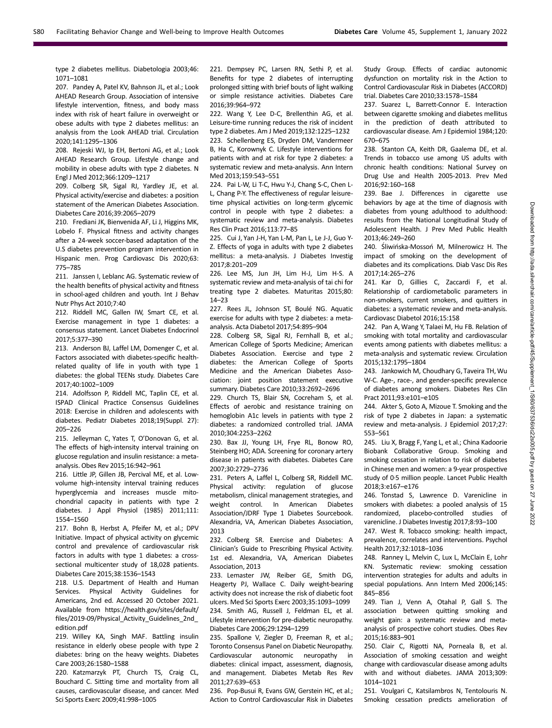type 2 diabetes mellitus. Diabetologia 2003;46: 1071–1081

207. Pandey A, Patel KV, Bahnson JL, et al.; Look AHEAD Research Group. Association of intensive lifestyle intervention, fitness, and body mass index with risk of heart failure in overweight or obese adults with type 2 diabetes mellitus: an analysis from the Look AHEAD trial. Circulation 2020;141:1295–1306

208. Rejeski WJ, Ip EH, Bertoni AG, et al.; Look AHEAD Research Group. Lifestyle change and mobility in obese adults with type 2 diabetes. N Engl J Med 2012;366:1209–1217

209. Colberg SR, Sigal RJ, Yardley JE, et al. Physical activity/exercise and diabetes: a position statement of the American Diabetes Association. Diabetes Care 2016;39:2065–2079

210. Frediani JK, Bienvenida AF, Li J, Higgins MK, Lobelo F. Physical fitness and activity changes after a 24-week soccer-based adaptation of the U.S diabetes prevention program intervention in Hispanic men. Prog Cardiovasc Dis 2020;63: 775–785

211. Janssen I, Leblanc AG. Systematic review of the health benefits of physical activity and fitness in school-aged children and youth. Int J Behav Nutr Phys Act 2010;7:40

212. Riddell MC, Gallen IW, Smart CE, et al. Exercise management in type 1 diabetes: a consensus statement. Lancet Diabetes Endocrinol 2017;5:377–390

213. Anderson BJ, Laffel LM, Domenger C, et al. Factors associated with diabetes-specific health-related quality of life in youth with type 1 diabetes: the global TEENs study. Diabetes Care 2017;40:1002–1009

214. Adolfsson P, Riddell MC, Taplin CE, et al. ISPAD Clinical Practice Consensus Guidelines 2018: Exercise in children and adolescents with diabetes. Pediatr Diabetes 2018;19(Suppl. 27): 205–226

215. Jelleyman C, Yates T, O'Donovan G, et al. The effects of high-intensity interval training on glucose regulation and insulin resistance: a meta-analysis. Obes Rev 2015;16:942–961

216. Little JP, Gillen JB, Percival ME, et al. Low-volume high-intensity interval training reduces hyperglycemia and increases muscle mitochondrial capacity in patients with type 2 diabetes. J Appl Physiol (1985) 2011;111: 1554–1560

217. Bohn B, Herbst A, Pfeifer M, et al.; DPV Initiative. Impact of physical activity on glycemic control and prevalence of cardiovascular risk factors in adults with type 1 diabetes: a cross-sectional multicenter study of 18,028 patients. Diabetes Care 2015;38:1536–1543

218. U.S. Department of Health and Human Services. Physical Activity Guidelines for Americans, 2nd ed. Accessed 20 October 2021. Available from https://health.gov/sites/default/files/2019-09/Physical_Activity_Guidelines_2nd_edition.pdf

219. Willey KA, Singh MAF. Battling insulin resistance in elderly obese people with type 2 diabetes: bring on the heavy weights. Diabetes Care 2003;26:1580–1588

220. Katzmarzyk PT, Church TS, Craig CL, Bouchard C. Sitting time and mortality from all causes, cardiovascular disease, and cancer. Med Sci Sports Exerc 2009;41:998–1005

221. Dempsey PC, Larsen RN, Sethi P, et al. Benefits for type 2 diabetes of interrupting prolonged sitting with brief bouts of light walking or simple resistance activities. Diabetes Care 2016;39:964–972

222. Wang Y, Lee D-C, Brellenthin AG, et al. Leisure-time running reduces the risk of incident type 2 diabetes. Am J Med 2019;132:1225–1232

223. Schellenberg ES, Dryden DM, Vandermeer B, Ha C, Korownyk C. Lifestyle interventions for patients with and at risk for type 2 diabetes: a systematic review and meta-analysis. Ann Intern Med 2013;159:543–551

224. Pai L-W, Li T-C, Hwu Y-J, Chang S-C, Chen L-L, Chang P-Y. The effectiveness of regular leisure-time physical activities on long-term glycemic control in people with type 2 diabetes: a systematic review and meta-analysis. Diabetes Res Clin Pract 2016;113:77–85

225. Cui J, Yan J-H, Yan L-M, Pan L, Le J-J, Guo Y-Z. Effects of yoga in adults with type 2 diabetes mellitus: a meta-analysis. J Diabetes Investig 2017;8:201–209

226. Lee MS, Jun JH, Lim H-J, Lim H-S. A systematic review and meta-analysis of tai chi for treating type 2 diabetes. Maturitas 2015;80: 14–23

227. Rees JL, Johnson ST, Boulé NG. Aquatic exercise for adults with type 2 diabetes: a meta-analysis. Acta Diabetol 2017;54:895–904

228. Colberg SR, Sigal RJ, Fernhall B, et al.; American College of Sports Medicine; American Diabetes Association. Exercise and type 2 diabetes: the American College of Sports Medicine and the American Diabetes Association: joint position statement executive summary. Diabetes Care 2010;33:2692–2696

229. Church TS, Blair SN, Cocreham S, et al. Effects of aerobic and resistance training on hemoglobin A1c levels in patients with type 2 diabetes: a randomized controlled trial. JAMA 2010;304:2253–2262

230. Bax JJ, Young LH, Frye RL, Bonow RO, Steinberg HO; ADA. Screening for coronary artery disease in patients with diabetes. Diabetes Care 2007;30:2729–2736

231. Peters A, Laffel L, Colberg SR, Riddell MC. Physical activity: regulation of glucose metabolism, clinical management strategies, and weight control. In American Diabetes Association/JDRF Type 1 Diabetes Sourcebook. Alexandria, VA, American Diabetes Association, 2013

232. Colberg SR. Exercise and Diabetes: A Clinician's Guide to Prescribing Physical Activity. 1st ed. Alexandria, VA, American Diabetes Association, 2013

233. Lemaster JW, Reiber GE, Smith DG, Heagerty PJ, Wallace C. Daily weight-bearing activity does not increase the risk of diabetic foot ulcers. Med Sci Sports Exerc 2003;35:1093–1099

234. Smith AG, Russell J, Feldman EL, et al. Lifestyle intervention for pre-diabetic neuropathy. Diabetes Care 2006;29:1294–1299

235. Spallone V, Ziegler D, Freeman R, et al.; Toronto Consensus Panel on Diabetic Neuropathy. Cardiovascular autonomic neuropathy in diabetes: clinical impact, assessment, diagnosis, and management. Diabetes Metab Res Rev 2011;27:639–653

236. Pop-Busui R, Evans GW, Gerstein HC, et al.; Action to Control Cardiovascular Risk in Diabetes Study Group. Effects of cardiac autonomic dysfunction on mortality risk in the Action to Control Cardiovascular Risk in Diabetes (ACCORD) trial. Diabetes Care 2010;33:1578–1584

237. Suarez L, Barrett-Connor E. Interaction between cigarette smoking and diabetes mellitus in the prediction of death attributed to cardiovascular disease. Am J Epidemiol 1984;120: 670–675

238. Stanton CA, Keith DR, Gaalema DE, et al. Trends in tobacco use among US adults with chronic health conditions: National Survey on Drug Use and Health 2005-2013. Prev Med 2016;92:160–168

239. Bae J. Differences in cigarette use behaviors by age at the time of diagnosis with diabetes from young adulthood to adulthood: results from the National Longitudinal Study of Adolescent Health. J Prev Med Public Health 2013;46:249–260

240. Śliwińska-Mossoń M, Milnerowicz H. The impact of smoking on the development of diabetes and its complications. Diab Vasc Dis Res 2017;14:265–276

241. Kar D, Gillies C, Zaccardi F, et al. Relationship of cardiometabolic parameters in non-smokers, current smokers, and quitters in diabetes: a systematic review and meta-analysis. Cardiovasc Diabetol 2016;15:158

242. Pan A, Wang Y, Talaei M, Hu FB. Relation of smoking with total mortality and cardiovascular events among patients with diabetes mellitus: a meta-analysis and systematic review. Circulation 2015;132:1795–1804

243. Jankowich M, Choudhary G, Taveira TH, Wu W-C. Age-, race-, and gender-specific prevalence of diabetes among smokers. Diabetes Res Clin Pract 2011;93:e101–e105

244. Akter S, Goto A, Mizoue T. Smoking and the risk of type 2 diabetes in Japan: a systematic review and meta-analysis. J Epidemiol 2017;27: 553–561

245. Liu X, Bragg F, Yang L, et al.; China Kadoorie Biobank Collaborative Group. Smoking and smoking cessation in relation to risk of diabetes in Chinese men and women: a 9-year prospective study of 0·5 million people. Lancet Public Health 2018;3:e167–e176

246. Tonstad S, Lawrence D. Varenicline in smokers with diabetes: a pooled analysis of 15 randomized, placebo-controlled studies of varenicline. J Diabetes Investig 2017;8:93–100

247. West R. Tobacco smoking: health impact, prevalence, correlates and interventions. Psychol Health 2017;32:1018–1036

248. Ranney L, Melvin C, Lux L, McClain E, Lohr KN. Systematic review: smoking cessation intervention strategies for adults and adults in special populations. Ann Intern Med 2006;145: 845–856

249. Tian J, Venn A, Otahal P, Gall S. The association between quitting smoking and weight gain: a systematic review and meta-analysis of prospective cohort studies. Obes Rev 2015;16:883–901

250. Clair C, Rigotti NA, Porneala B, et al. Association of smoking cessation and weight change with cardiovascular disease among adults with and without diabetes. JAMA 2013;309: 1014–1021

251. Voulgari C, Katsilambros N, Tentolouris N. Smoking cessation predicts amelioration of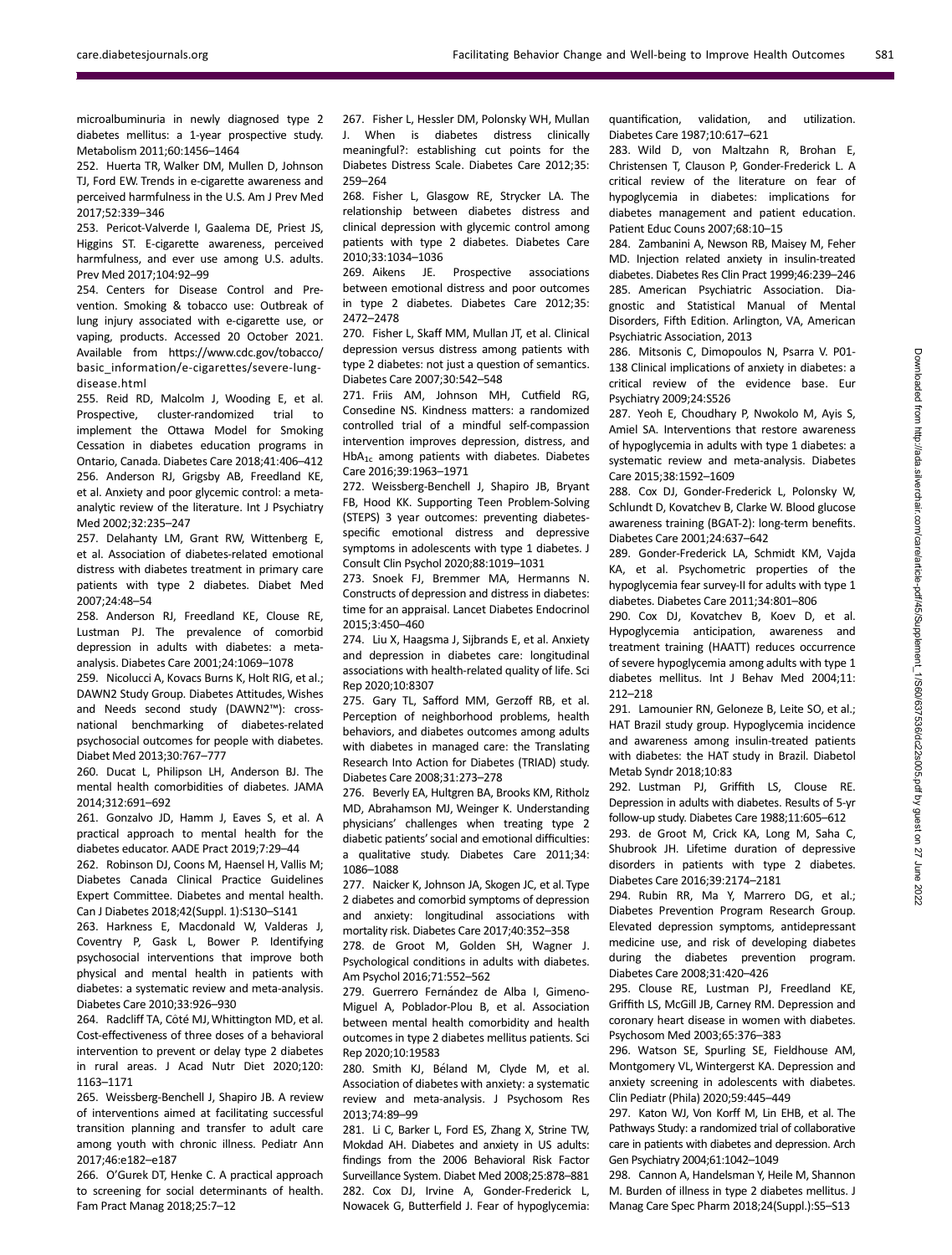microalbuminuria in newly diagnosed type 2 diabetes mellitus: a 1-year prospective study. Metabolism 2011;60:1456–1464

252. Huerta TR, Walker DM, Mullen D, Johnson TJ, Ford EW. Trends in e-cigarette awareness and perceived harmfulness in the U.S. Am J Prev Med 2017;52:339–346

253. Pericot-Valverde I, Gaalema DE, Priest JS, Higgins ST. E-cigarette awareness, perceived harmfulness, and ever use among U.S. adults. Prev Med 2017;104:92–99

254. Centers for Disease Control and Prevention. Smoking & tobacco use: Outbreak of lung injury associated with e-cigarette use, or vaping, products. Accessed 20 October 2021. Available from https://www.cdc.gov/tobacco/basic_information/e-cigarettes/severe-lung-disease.html

255. Reid RD, Malcolm J, Wooding E, et al. Prospective, cluster-randomized trial to implement the Ottawa Model for Smoking Cessation in diabetes education programs in Ontario, Canada. Diabetes Care 2018;41:406–412

256. Anderson RJ, Grigsby AB, Freedland KE, et al. Anxiety and poor glycemic control: a meta-analytic review of the literature. Int J Psychiatry Med 2002;32:235–247

257. Delahanty LM, Grant RW, Wittenberg E, et al. Association of diabetes-related emotional distress with diabetes treatment in primary care patients with type 2 diabetes. Diabet Med 2007;24:48–54

258. Anderson RJ, Freedland KE, Clouse RE, Lustman PJ. The prevalence of comorbid depression in adults with diabetes: a meta-analysis. Diabetes Care 2001;24:1069–1078

259. Nicolucci A, Kovacs Burns K, Holt RIG, et al.; DAWN2 Study Group. Diabetes Attitudes, Wishes and Needs second study (DAWN2™): cross-national benchmarking of diabetes-related psychosocial outcomes for people with diabetes. Diabet Med 2013;30:767–777

260. Ducat L, Philipson LH, Anderson BJ. The mental health comorbidities of diabetes. JAMA 2014;312:691–692

261. Gonzalvo JD, Hamm J, Eaves S, et al. A practical approach to mental health for the diabetes educator. AADE Pract 2019;7:29–44

262. Robinson DJ, Coons M, Haensel H, Vallis M; Diabetes Canada Clinical Practice Guidelines Expert Committee. Diabetes and mental health. Can J Diabetes 2018;42(Suppl. 1):S130–S141

263. Harkness E, Macdonald W, Valderas J, Coventry P, Gask L, Bower P. Identifying psychosocial interventions that improve both physical and mental health in patients with diabetes: a systematic review and meta-analysis. Diabetes Care 2010;33:926–930

264. Radcliff TA, Côté MJ, Whittington MD, et al. Cost-effectiveness of three doses of a behavioral intervention to prevent or delay type 2 diabetes in rural areas. J Acad Nutr Diet 2020;120:1163–1171

265. Weissberg-Benchell J, Shapiro JB. A review of interventions aimed at facilitating successful transition planning and transfer to adult care among youth with chronic illness. Pediatr Ann 2017;46:e182–e187

266. O'Gurek DT, Henke C. A practical approach to screening for social determinants of health. Fam Pract Manag 2018;25:7–12

267. Fisher L, Hessler DM, Polonsky WH, Mullan J. When is diabetes distress clinically meaningful?: establishing cut points for the Diabetes Distress Scale. Diabetes Care 2012;35:259–264

268. Fisher L, Glasgow RE, Strycker LA. The relationship between diabetes distress and clinical depression with glycemic control among patients with type 2 diabetes. Diabetes Care 2010;33:1034–1036

269. Aikens JE. Prospective associations between emotional distress and poor outcomes in type 2 diabetes. Diabetes Care 2012;35:2472–2478

270. Fisher L, Skaff MM, Mullan JT, et al. Clinical depression versus distress among patients with type 2 diabetes: not just a question of semantics. Diabetes Care 2007;30:542–548

271. Friis AM, Johnson MH, Cutfield RG, Consedine NS. Kindness matters: a randomized controlled trial of a mindful self-compassion intervention improves depression, distress, and $HbA_{1c}$ among patients with diabetes. Diabetes Care 2016;39:1963–1971

272. Weissberg-Benchell J, Shapiro JB, Bryant FB, Hood KK. Supporting Teen Problem-Solving (STEPS) 3 year outcomes: preventing diabetes-specific emotional distress and depressive symptoms in adolescents with type 1 diabetes. J Consult Clin Psychol 2020;88:1019–1031

273. Snoek FJ, Bremmer MA, Hermanns N. Constructs of depression and distress in diabetes: time for an appraisal. Lancet Diabetes Endocrinol 2015;3:450–460

274. Liu X, Haagsma J, Sijbrands E, et al. Anxiety and depression in diabetes care: longitudinal associations with health-related quality of life. Sci Rep 2020;10:8307

275. Gary TL, Safford MM, Gerzoff RB, et al. Perception of neighborhood problems, health behaviors, and diabetes outcomes among adults with diabetes in managed care: the Translating Research Into Action for Diabetes (TRIAD) study. Diabetes Care 2008;31:273–278

276. Beverly EA, Hultgren BA, Brooks KM, Ritholz MD, Abrahamson MJ, Weinger K. Understanding physicians' challenges when treating type 2 diabetic patients' social and emotional difficulties: a qualitative study. Diabetes Care 2011;34:1086–1088

277. Naicker K, Johnson JA, Skogen JC, et al. Type 2 diabetes and comorbid symptoms of depression and anxiety: longitudinal associations with mortality risk. Diabetes Care 2017;40:352–358

278. de Groot M, Golden SH, Wagner J. Psychological conditions in adults with diabetes. Am Psychol 2016;71:552–562

279. Guerrero Fernández de Alba I, Gimeno-Miguel A, Poblador-Plou B, et al. Association between mental health comorbidity and health outcomes in type 2 diabetes mellitus patients. Sci Rep 2020;10:19583

280. Smith KJ, Béland M, Clyde M, et al. Association of diabetes with anxiety: a systematic review and meta-analysis. J Psychosom Res 2013;74:89–99

281. Li C, Barker L, Ford ES, Zhang X, Strine TW, Mokdad AH. Diabetes and anxiety in US adults: findings from the 2006 Behavioral Risk Factor Surveillance System. Diabet Med 2008;25:878–881

282. Cox DJ, Irvine A, Gonder-Frederick L, Nowacek G, Butterfield J. Fear of hypoglycemia: quantification, validation, and utilization. Diabetes Care 1987;10:617–621

283. Wild D, von Maltzahn R, Brohan E, Christensen T, Clauson P, Gonder-Frederick L. A critical review of the literature on fear of hypoglycemia in diabetes: implications for diabetes management and patient education. Patient Educ Couns 2007;68:10–15

284. Zambanini A, Newson RB, Maisey M, Feher MD. Injection related anxiety in insulin-treated diabetes. Diabetes Res Clin Pract 1999;46:239–246

285. American Psychiatric Association. Diagnostic and Statistical Manual of Mental Disorders, Fifth Edition. Arlington, VA, American Psychiatric Association, 2013

286. Mitsonis C, Dimopoulos N, Psarra V. P01-138 Clinical implications of anxiety in diabetes: a critical review of the evidence base. Eur Psychiatry 2009;24:S526

287. Yeoh E, Choudhary P, Nwokolo M, Ayis S, Amiel SA. Interventions that restore awareness of hypoglycemia in adults with type 1 diabetes: a systematic review and meta-analysis. Diabetes Care 2015;38:1592–1609

288. Cox DJ, Gonder-Frederick L, Polonsky W, Schlundt D, Kovatchev B, Clarke W. Blood glucose awareness training (BGAT-2): long-term benefits. Diabetes Care 2001;24:637–642

289. Gonder-Frederick LA, Schmidt KM, Vajda KA, et al. Psychometric properties of the hypoglycemia fear survey-II for adults with type 1 diabetes. Diabetes Care 2011;34:801–806

290. Cox DJ, Kovatchev B, Koev D, et al. Hypoglycemia anticipation, awareness and treatment training (HAATT) reduces occurrence of severe hypoglycemia among adults with type 1 diabetes mellitus. Int J Behav Med 2004;11:212–218

291. Lamounier RN, Geloneze B, Leite SO, et al.; HAT Brazil study group. Hypoglycemia incidence and awareness among insulin-treated patients with diabetes: the HAT study in Brazil. Diabetol Metab Syndr 2018;10:83

292. Lustman PJ, Griffith LS, Clouse RE. Depression in adults with diabetes. Results of 5-yr follow-up study. Diabetes Care 1988;11:605–612

293. de Groot M, Crick KA, Long M, Saha C, Shubrook JH. Lifetime duration of depressive disorders in patients with type 2 diabetes. Diabetes Care 2016;39:2174–2181

294. Rubin RR, Ma Y, Marrero DG, et al.; Diabetes Prevention Program Research Group. Elevated depression symptoms, antidepressant medicine use, and risk of developing diabetes during the diabetes prevention program. Diabetes Care 2008;31:420–426

295. Clouse RE, Lustman PJ, Freedland KE, Griffith LS, McGill JB, Carney RM. Depression and coronary heart disease in women with diabetes. Psychosom Med 2003;65:376–383

296. Watson SE, Spurling SE, Fieldhouse AM, Montgomery VL, Wintergerst KA. Depression and anxiety screening in adolescents with diabetes. Clin Pediatr (Phila) 2020;59:445–449

297. Katon WJ, Von Korff M, Lin EHB, et al. The Pathways Study: a randomized trial of collaborative care in patients with diabetes and depression. Arch Gen Psychiatry 2004;61:1042–1049

298. Cannon A, Handelsman Y, Heile M, Shannon M. Burden of illness in type 2 diabetes mellitus. J Manag Care Spec Pharm 2018;24(Suppl.):S5–S13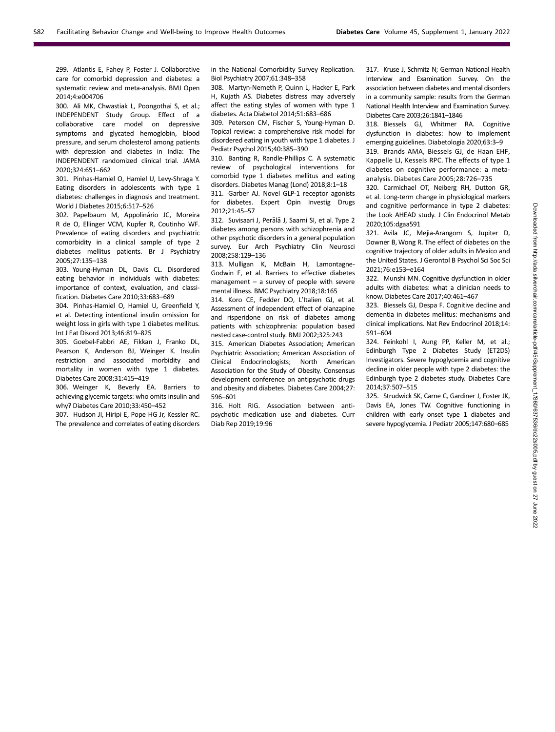299. Atlantis E, Fahey P, Foster J. Collaborative care for comorbid depression and diabetes: a systematic review and meta-analysis. BMJ Open 2014;4:e004706

300. Ali MK, Chwastiak L, Poongothai S, et al.; INDEPENDENT Study Group. Effect of a collaborative care model on depressive symptoms and glycated hemoglobin, blood pressure, and serum cholesterol among patients with depression and diabetes in India: The INDEPENDENT randomized clinical trial. JAMA 2020;324:651–662

301. Pinhas-Hamiel O, Hamiel U, Levy-Shraga Y. Eating disorders in adolescents with type 1 diabetes: challenges in diagnosis and treatment. World J Diabetes 2015;6:517–526

302. Papelbaum M, Appolinário JC, Moreira R de O, Ellinger VCM, Kupfer R, Coutinho WF. Prevalence of eating disorders and psychiatric comorbidity in a clinical sample of type 2 diabetes mellitus patients. Br J Psychiatry 2005;27:135–138

303. Young-Hyman DL, Davis CL. Disordered eating behavior in individuals with diabetes: importance of context, evaluation, and classification. Diabetes Care 2010;33:683–689

304. Pinhas-Hamiel O, Hamiel U, Greenfield Y, et al. Detecting intentional insulin omission for weight loss in girls with type 1 diabetes mellitus. Int J Eat Disord 2013;46:819–825

305. Goebel-Fabbri AE, Fikkan J, Franko DL, Pearson K, Anderson BJ, Weinger K. Insulin restriction and associated morbidity and mortality in women with type 1 diabetes. Diabetes Care 2008;31:415–419

306. Weinger K, Beverly EA. Barriers to achieving glycemic targets: who omits insulin and why? Diabetes Care 2010;33:450–452

307. Hudson JI, Hiripi E, Pope HG Jr, Kessler RC. The prevalence and correlates of eating disorders in the National Comorbidity Survey Replication. Biol Psychiatry 2007;61:348–358

308. Martyn-Nemeth P, Quinn L, Hacker E, Park H, Kujath AS. Diabetes distress may adversely affect the eating styles of women with type 1 diabetes. Acta Diabetol 2014;51:683–686

309. Peterson CM, Fischer S, Young-Hyman D. Topical review: a comprehensive risk model for disordered eating in youth with type 1 diabetes. J Pediatr Psychol 2015;40:385–390

310. Banting R, Randle-Phillips C. A systematic review of psychological interventions for comorbid type 1 diabetes mellitus and eating disorders. Diabetes Manag (Lond) 2018;8:1–18

311. Garber AJ. Novel GLP-1 receptor agonists for diabetes. Expert Opin Investig Drugs 2012;21:45–57

312. Suvisaari J, Perälä J, Saarni SI, et al. Type 2 diabetes among persons with schizophrenia and other psychotic disorders in a general population survey. Eur Arch Psychiatry Clin Neurosci 2008;258:129–136

313. Mulligan K, McBain H, Lamontagne-Godwin F, et al. Barriers to effective diabetes management – a survey of people with severe mental illness. BMC Psychiatry 2018;18:165

314. Koro CE, Fedder DO, L'Italien GJ, et al. Assessment of independent effect of olanzapine and risperidone on risk of diabetes among patients with schizophrenia: population based nested case-control study. BMJ 2002;325:243

315. American Diabetes Association; American Psychiatric Association; American Association of Clinical Endocrinologists; North American Association for the Study of Obesity. Consensus development conference on antipsychotic drugs and obesity and diabetes. Diabetes Care 2004;27:596–601

316. Holt RIG. Association between antipsychotic medication use and diabetes. Curr Diab Rep 2019;19:96

317. Kruse J, Schmitz N; German National Health Interview and Examination Survey. On the association between diabetes and mental disorders in a community sample: results from the German National Health Interview and Examination Survey. Diabetes Care 2003;26:1841–1846

318. Biessels GJ, Whitmer RA. Cognitive dysfunction in diabetes: how to implement emerging guidelines. Diabetologia 2020;63:3–9

319. Brands AMA, Biessels GJ, de Haan EHF, Kappelle LJ, Kessels RPC. The effects of type 1 diabetes on cognitive performance: a meta-analysis. Diabetes Care 2005;28:726–735

320. Carmichael OT, Neiberg RH, Dutton GR, et al. Long-term change in physiological markers and cognitive performance in type 2 diabetes: the Look AHEAD study. J Clin Endocrinol Metab 2020;105:dgaa591

321. Avila JC, Mejia-Arangom S, Jupiter D, Downer B, Wong R. The effect of diabetes on the cognitive trajectory of older adults in Mexico and the United States. J Gerontol B Psychol Sci Soc Sci 2021;76:e153–e164

322. Munshi MN. Cognitive dysfunction in older adults with diabetes: what a clinician needs to know. Diabetes Care 2017;40:461–467

323. Biessels GJ, Despa F. Cognitive decline and dementia in diabetes mellitus: mechanisms and clinical implications. Nat Rev Endocrinol 2018;14:591–604

324. Feinkohl I, Aung PP, Keller M, et al.; Edinburgh Type 2 Diabetes Study (ET2DS) Investigators. Severe hypoglycemia and cognitive decline in older people with type 2 diabetes: the Edinburgh type 2 diabetes study. Diabetes Care 2014;37:507–515

325. Strudwick SK, Carne C, Gardiner J, Foster JK, Davis EA, Jones TW. Cognitive functioning in children with early onset type 1 diabetes and severe hypoglycemia. J Pediatr 2005;147:680–685